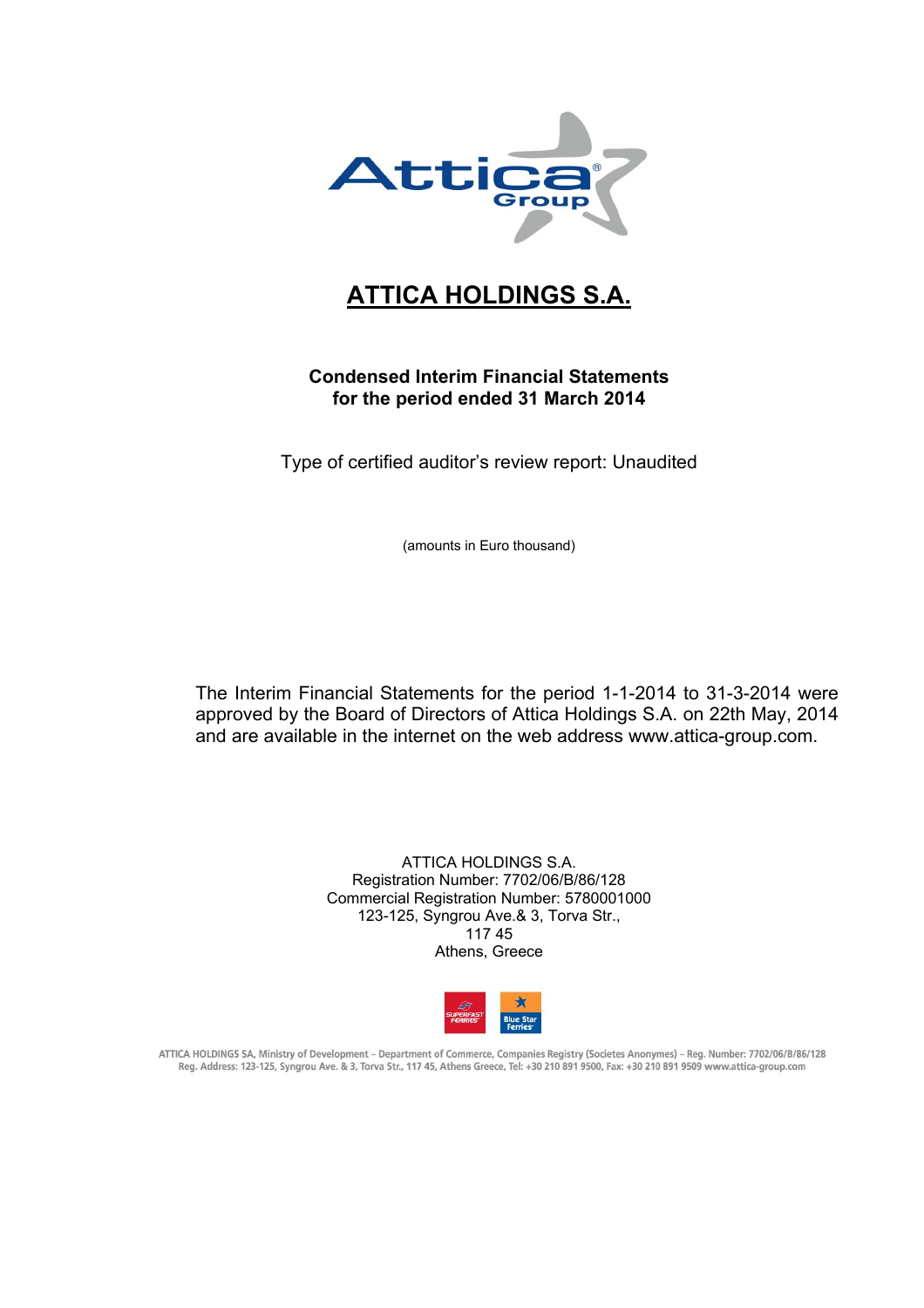# ATTICA HOLDINGS S.A.

**Condensed Interim Financial Statements**
**for the period ended 31 March 2014**

Type of certified auditor's review report: Unaudited

(amounts in Euro thousand)

The Interim Financial Statements for the period 1-1-2014 to 31-3-2014 were approved by the Board of Directors of Attica Holdings S.A. on 22th May, 2014 and are available in the internet on the web address www.attica-group.com.

ATTICA HOLDINGS S.A.
Registration Number: 7702/06/B/86/128
Commercial Registration Number: 5780001000
123-125, Syngrou Ave.& 3, Torva Str.,
117 45
Athens, Greece

ATTICA HOLDINGS SA, Ministry of Development – Department of Commerce, Companies Registry (Societes Anonymes) – Reg. Number: 7702/06/B/86/128
Reg. Address: 123-125, Syngrou Ave. & 3, Torva Str., 117 45, Athens Greece, Tel: +30 210 891 9500, Fax: +30 210 891 9509 www.attica-group.com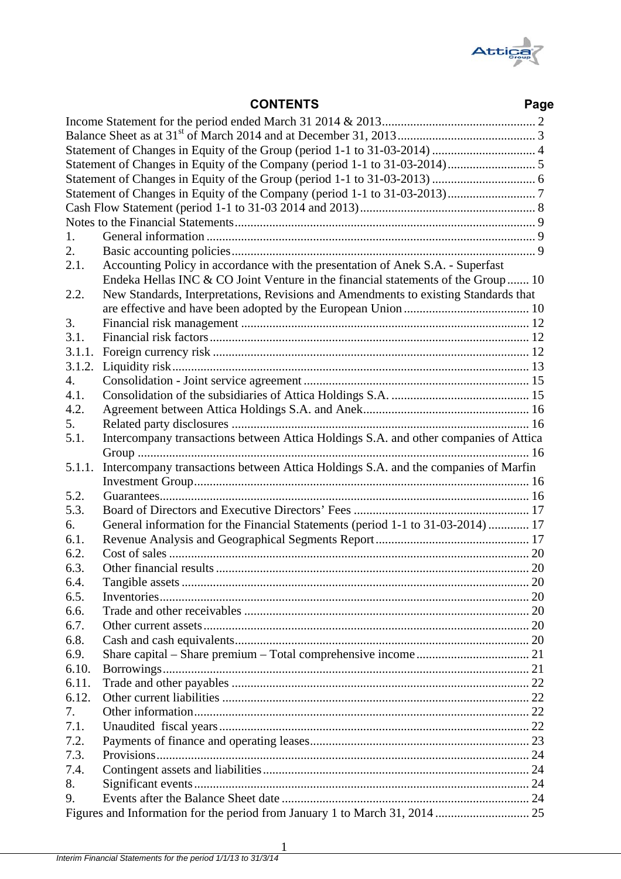## CONTENTS

| | | Page |
|---|---|---|
| Income Statement for the period ended March 31 2014 & 2013 | | 2 |
| Balance Sheet as at 31st of March 2014 and at December 31, 2013 | | 3 |
| Statement of Changes in Equity of the Group (period 1-1 to 31-03-2014) | | 4 |
| Statement of Changes in Equity of the Company (period 1-1 to 31-03-2014) | | 5 |
| Statement of Changes in Equity of the Group (period 1-1 to 31-03-2013) | | 6 |
| Statement of Changes in Equity of the Company (period 1-1 to 31-03-2013) | | 7 |
| Cash Flow Statement (period 1-1 to 31-03 2014 and 2013) | | 8 |
| Notes to the Financial Statements | | 9 |
| 1. | General information | 9 |
| 2. | Basic accounting policies | 9 |
| 2.1. | Accounting Policy in accordance with the presentation of Anek S.A. - Superfast Endeka Hellas INC & CO Joint Venture in the financial statements of the Group | 10 |
| 2.2. | New Standards, Interpretations, Revisions and Amendments to existing Standards that are effective and have been adopted by the European Union | 10 |
| 3. | Financial risk management | 12 |
| 3.1. | Financial risk factors | 12 |
| 3.1.1. | Foreign currency risk | 12 |
| 3.1.2. | Liquidity risk | 13 |
| 4. | Consolidation - Joint service agreement | 15 |
| 4.1. | Consolidation of the subsidiaries of Attica Holdings S.A. | 15 |
| 4.2. | Agreement between Attica Holdings S.A. and Anek | 16 |
| 5. | Related party disclosures | 16 |
| 5.1. | Intercompany transactions between Attica Holdings S.A. and other companies of Attica Group | 16 |
| 5.1.1. | Intercompany transactions between Attica Holdings S.A. and the companies of Marfin Investment Group | 16 |
| 5.2. | Guarantees | 16 |
| 5.3. | Board of Directors and Executive Directors' Fees | 17 |
| 6. | General information for the Financial Statements (period 1-1 to 31-03-2014) | 17 |
| 6.1. | Revenue Analysis and Geographical Segments Report | 17 |
| 6.2. | Cost of sales | 20 |
| 6.3. | Other financial results | 20 |
| 6.4. | Tangible assets | 20 |
| 6.5. | Inventories | 20 |
| 6.6. | Trade and other receivables | 20 |
| 6.7. | Other current assets | 20 |
| 6.8. | Cash and cash equivalents | 20 |
| 6.9. | Share capital – Share premium – Total comprehensive income | 21 |
| 6.10. | Borrowings | 21 |
| 6.11. | Trade and other payables | 22 |
| 6.12. | Other current liabilities | 22 |
| 7. | Other information | 22 |
| 7.1. | Unaudited fiscal years | 22 |
| 7.2. | Payments of finance and operating leases | 23 |
| 7.3. | Provisions | 24 |
| 7.4. | Contingent assets and liabilities | 24 |
| 8. | Significant events | 24 |
| 9. | Events after the Balance Sheet date | 24 |
| Figures and Information for the period from January 1 to March 31, 2014 | | 25 |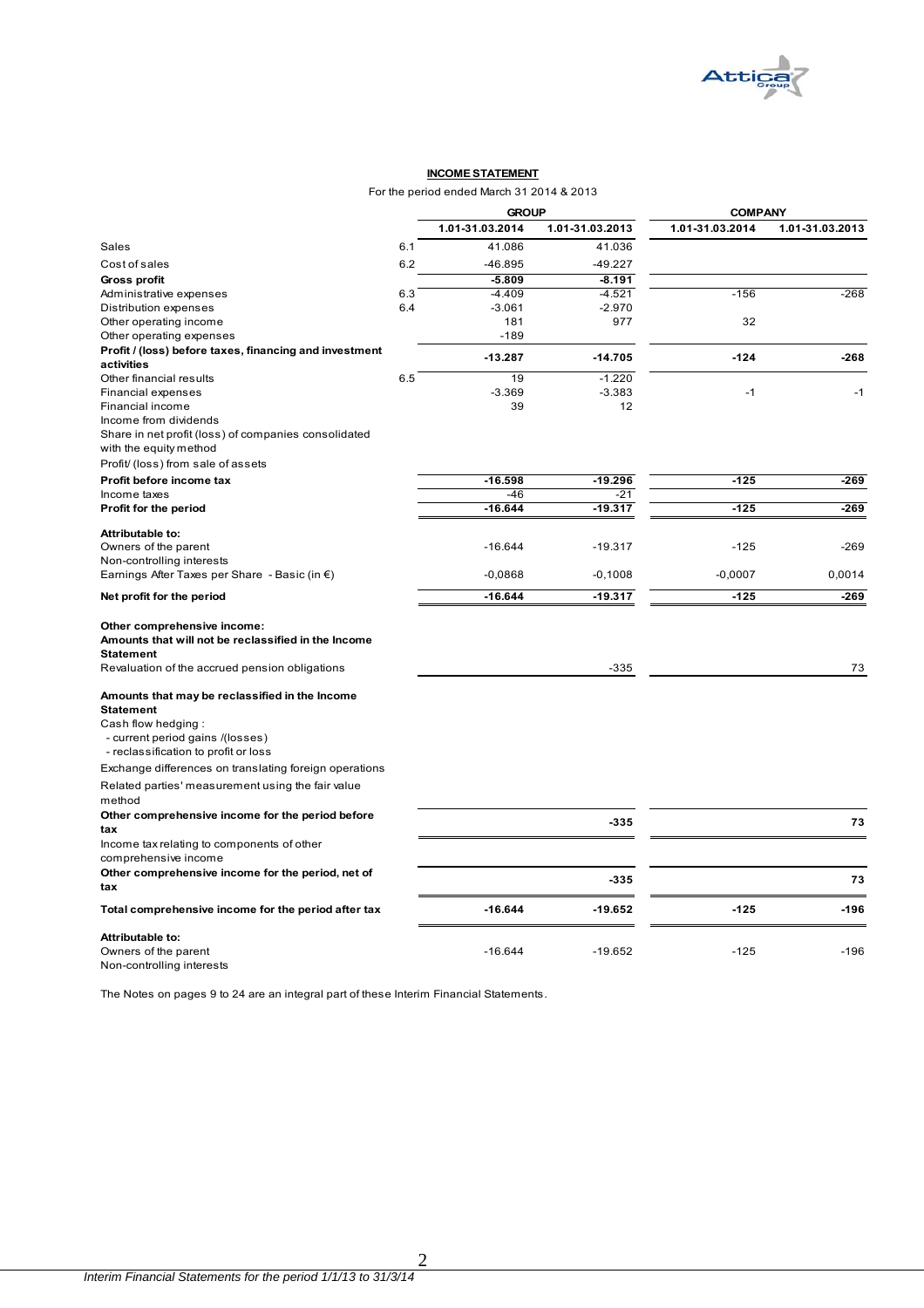## INCOME STATEMENT

For the period ended March 31 2014 & 2013

| | | GROUP | | COMPANY | |
|---|---|---|---|---|---|
| | | 1.01-31.03.2014 | 1.01-31.03.2013 | 1.01-31.03.2014 | 1.01-31.03.2013 |
| Sales | 6.1 | 41.086 | 41.036 | | |
| Cost of sales | 6.2 | -46.895 | -49.227 | | |
| **Gross profit** | | **-5.809** | **-8.191** | | |
| Administrative expenses | 6.3 | -4.409 | -4.521 | -156 | -268 |
| Distribution expenses | 6.4 | -3.061 | -2.970 | | |
| Other operating income | | 181 | 977 | 32 | |
| Other operating expenses | | -189 | | | |
| **Profit / (loss) before taxes, financing and investment activities** | | **-13.287** | **-14.705** | **-124** | **-268** |
| Other financial results | 6.5 | 19 | -1.220 | | |
| Financial expenses | | -3.369 | -3.383 | -1 | -1 |
| Financial income | | 39 | 12 | | |
| Income from dividends | | | | | |
| Share in net profit (loss) of companies consolidated with the equity method | | | | | |
| Profit/ (loss) from sale of assets | | | | | |
| **Profit before income tax** | | **-16.598** | **-19.296** | **-125** | **-269** |
| Income taxes | | -46 | -21 | | |
| **Profit for the period** | | **-16.644** | **-19.317** | **-125** | **-269** |
| **Attributable to:** | | | | | |
| Owners of the parent | | -16.644 | -19.317 | -125 | -269 |
| Non-controlling interests | | | | | |
| Earnings After Taxes per Share - Basic (in €) | | -0,0868 | -0,1008 | -0,0007 | 0,0014 |
| **Net profit for the period** | | **-16.644** | **-19.317** | **-125** | **-269** |
| **Other comprehensive income:** | | | | | |
| **Amounts that will not be reclassified in the Income Statement** | | | | | |
| Revaluation of the accrued pension obligations | | | -335 | | 73 |
| **Amounts that may be reclassified in the Income Statement** | | | | | |
| Cash flow hedging : | | | | | |
| - current period gains /(losses) | | | | | |
| - reclassification to profit or loss | | | | | |
| Exchange differences on translating foreign operations | | | | | |
| Related parties' measurement using the fair value method | | | | | |
| **Other comprehensive income for the period before tax** | | | **-335** | | **73** |
| Income tax relating to components of other comprehensive income | | | | | |
| **Other comprehensive income for the period, net of tax** | | | **-335** | | **73** |
| **Total comprehensive income for the period after tax** | | **-16.644** | **-19.652** | **-125** | **-196** |
| **Attributable to:** | | | | | |
| Owners of the parent | | -16.644 | -19.652 | -125 | -196 |
| Non-controlling interests | | | | | |

The Notes on pages 9 to 24 are an integral part of these Interim Financial Statements.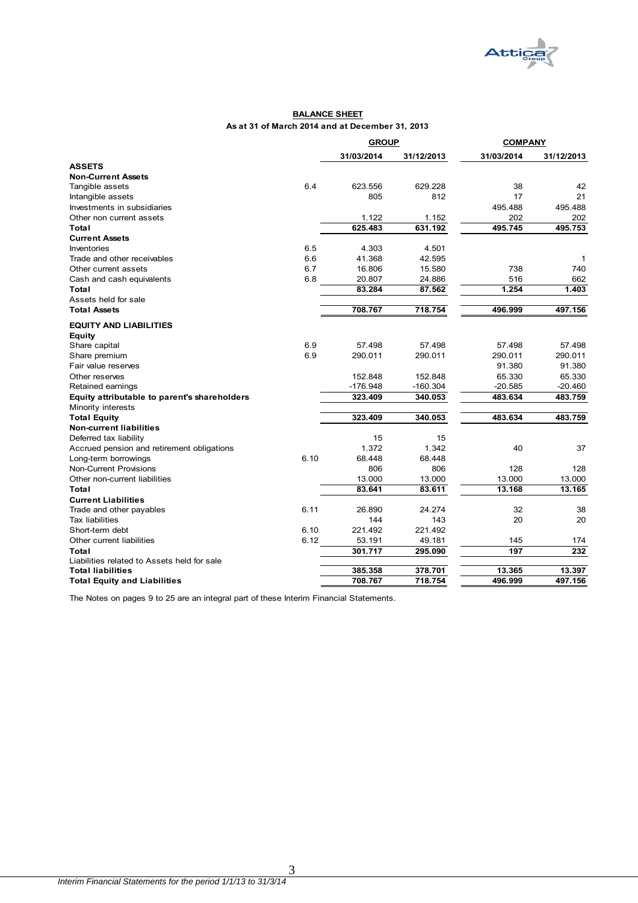## BALANCE SHEET

**As at 31 of March 2014 and at December 31, 2013**

| | | GROUP | | COMPANY | |
|---|---|---|---|---|---|
| | | 31/03/2014 | 31/12/2013 | 31/03/2014 | 31/12/2013 |
| **ASSETS** | | | | | |
| **Non-Current Assets** | | | | | |
| Tangible assets | 6.4 | 623.556 | 629.228 | 38 | 42 |
| Intangible assets | | 805 | 812 | 17 | 21 |
| Investments in subsidiaries | | | | 495.488 | 495.488 |
| Other non current assets | | 1.122 | 1.152 | 202 | 202 |
| **Total** | | **625.483** | **631.192** | **495.745** | **495.753** |
| **Current Assets** | | | | | |
| Inventories | 6.5 | 4.303 | 4.501 | | |
| Trade and other receivables | 6.6 | 41.368 | 42.595 | | 1 |
| Other current assets | 6.7 | 16.806 | 15.580 | 738 | 740 |
| Cash and cash equivalents | 6.8 | 20.807 | 24.886 | 516 | 662 |
| **Total** | | **83.284** | **87.562** | **1.254** | **1.403** |
| Assets held for sale | | | | | |
| **Total Assets** | | **708.767** | **718.754** | **496.999** | **497.156** |
| **EQUITY AND LIABILITIES** | | | | | |
| **Equity** | | | | | |
| Share capital | 6.9 | 57.498 | 57.498 | 57.498 | 57.498 |
| Share premium | 6.9 | 290.011 | 290.011 | 290.011 | 290.011 |
| Fair value reserves | | | | 91.380 | 91.380 |
| Other reserves | | 152.848 | 152.848 | 65.330 | 65.330 |
| Retained earnings | | -176.948 | -160.304 | -20.585 | -20.460 |
| **Equity attributable to parent's shareholders** | | **323.409** | **340.053** | **483.634** | **483.759** |
| Minority interests | | | | | |
| **Total Equity** | | **323.409** | **340.053** | **483.634** | **483.759** |
| **Non-current liabilities** | | | | | |
| Deferred tax liability | | 15 | 15 | | |
| Accrued pension and retirement obligations | | 1.372 | 1.342 | 40 | 37 |
| Long-term borrowings | 6.10 | 68.448 | 68.448 | | |
| Non-Current Provisions | | 806 | 806 | 128 | 128 |
| Other non-current liabilities | | 13.000 | 13.000 | 13.000 | 13.000 |
| **Total** | | **83.641** | **83.611** | **13.168** | **13.165** |
| **Current Liabilities** | | | | | |
| Trade and other payables | 6.11 | 26.890 | 24.274 | 32 | 38 |
| Tax liabilities | | 144 | 143 | 20 | 20 |
| Short-term debt | 6.10 | 221.492 | 221.492 | | |
| Other current liabilities | 6.12 | 53.191 | 49.181 | 145 | 174 |
| **Total** | | **301.717** | **295.090** | **197** | **232** |
| Liabilities related to Assets held for sale | | | | | |
| **Total liabilities** | | **385.358** | **378.701** | **13.365** | **13.397** |
| **Total Equity and Liabilities** | | **708.767** | **718.754** | **496.999** | **497.156** |

The Notes on pages 9 to 25 are an integral part of these Interim Financial Statements.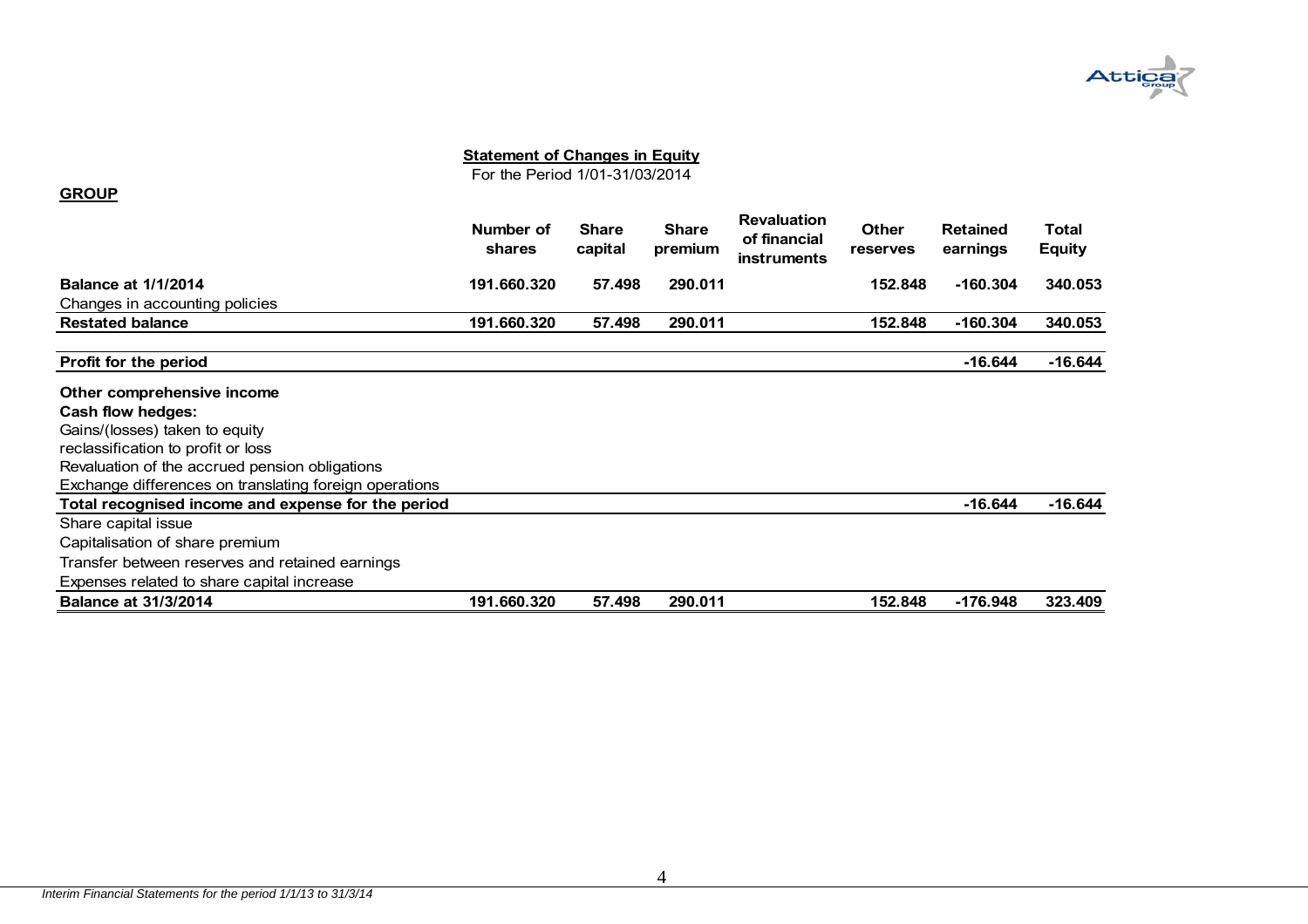**Statement of Changes in Equity**

For the Period 1/01-31/03/2014

**GROUP**

| | Number of shares | Share capital | Share premium | Revaluation of financial instruments | Other reserves | Retained earnings | Total Equity |
|---|---|---|---|---|---|---|---|
| **Balance at 1/1/2014** | **191.660.320** | **57.498** | **290.011** | | **152.848** | **-160.304** | **340.053** |
| Changes in accounting policies | | | | | | | |
| **Restated balance** | **191.660.320** | **57.498** | **290.011** | | **152.848** | **-160.304** | **340.053** |
| **Profit for the period** | | | | | | **-16.644** | **-16.644** |
| **Other comprehensive income** | | | | | | | |
| **Cash flow hedges:** | | | | | | | |
| Gains/(losses) taken to equity | | | | | | | |
| reclassification to profit or loss | | | | | | | |
| Revaluation of the accrued pension obligations | | | | | | | |
| Exchange differences on translating foreign operations | | | | | | | |
| **Total recognised income and expense for the period** | | | | | | **-16.644** | **-16.644** |
| Share capital issue | | | | | | | |
| Capitalisation of share premium | | | | | | | |
| Transfer between reserves and retained earnings | | | | | | | |
| Expenses related to share capital increase | | | | | | | |
| **Balance at 31/3/2014** | **191.660.320** | **57.498** | **290.011** | | **152.848** | **-176.948** | **323.409** |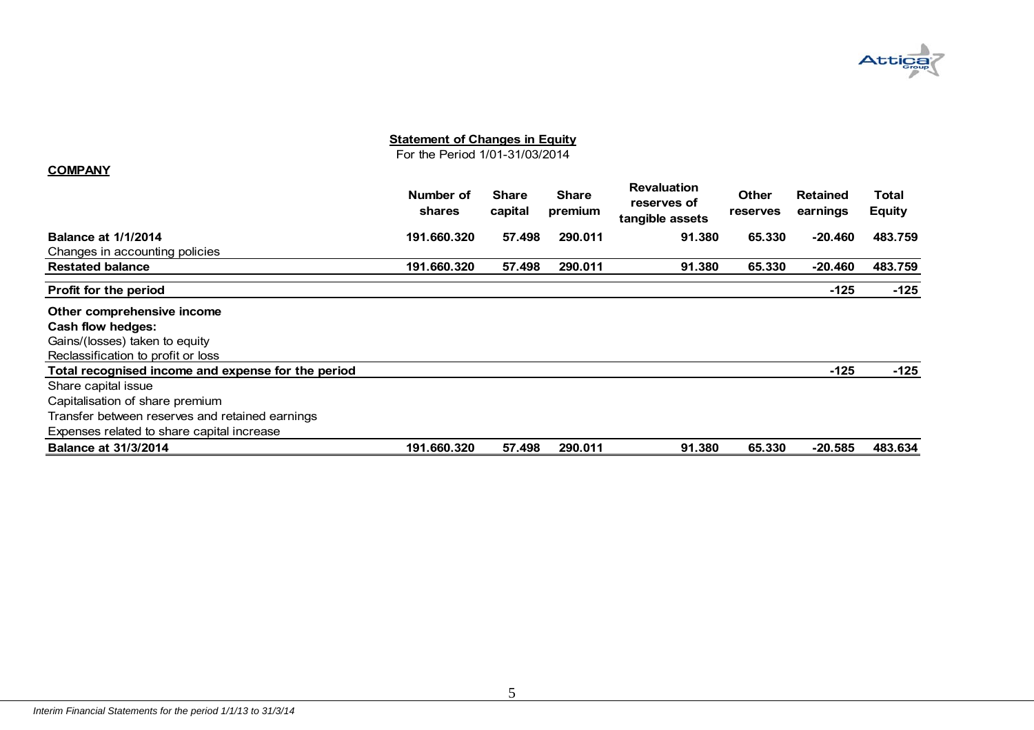## Statement of Changes in Equity

For the Period 1/01-31/03/2014

**COMPANY**

| | Number of shares | Share capital | Share premium | Revaluation reserves of tangible assets | Other reserves | Retained earnings | Total Equity |
|---|---|---|---|---|---|---|---|
| **Balance at 1/1/2014** | **191.660.320** | **57.498** | **290.011** | **91.380** | **65.330** | **-20.460** | **483.759** |
| Changes in accounting policies | | | | | | | |
| **Restated balance** | **191.660.320** | **57.498** | **290.011** | **91.380** | **65.330** | **-20.460** | **483.759** |
| **Profit for the period** | | | | | | **-125** | **-125** |
| **Other comprehensive income** | | | | | | | |
| **Cash flow hedges:** | | | | | | | |
| Gains/(losses) taken to equity | | | | | | | |
| Reclassification to profit or loss | | | | | | | |
| **Total recognised income and expense for the period** | | | | | | **-125** | **-125** |
| Share capital issue | | | | | | | |
| Capitalisation of share premium | | | | | | | |
| Transfer between reserves and retained earnings | | | | | | | |
| Expenses related to share capital increase | | | | | | | |
| **Balance at 31/3/2014** | **191.660.320** | **57.498** | **290.011** | **91.380** | **65.330** | **-20.585** | **483.634** |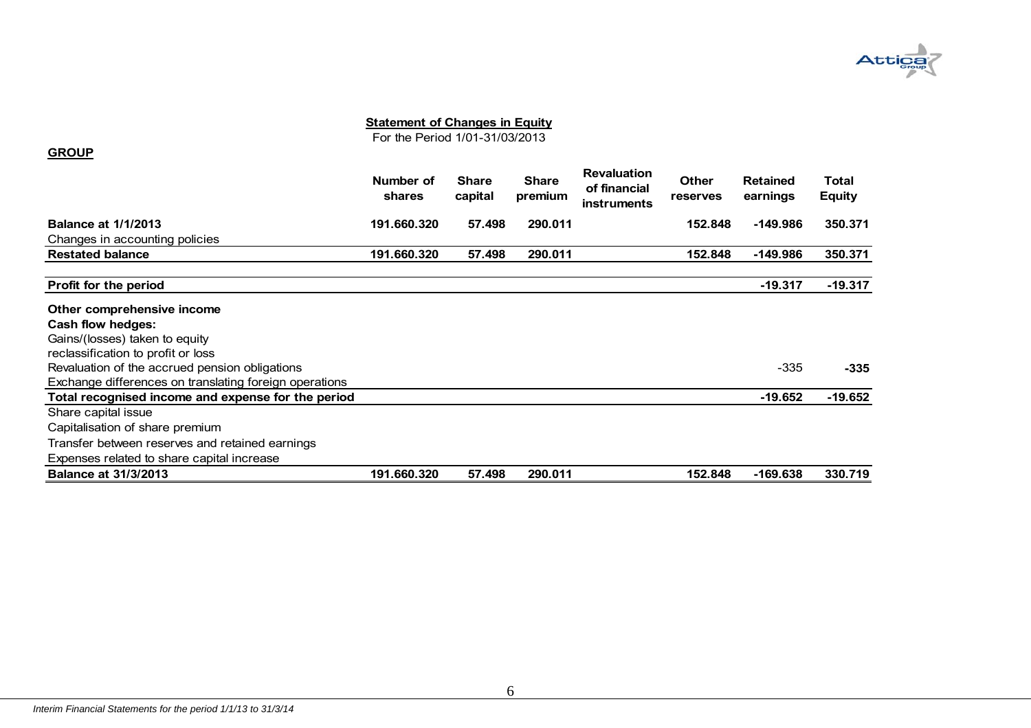## Statement of Changes in Equity

For the Period 1/01-31/03/2013

**GROUP**

| | Number of shares | Share capital | Share premium | Revaluation of financial instruments | Other reserves | Retained earnings | Total Equity |
|---|---|---|---|---|---|---|---|
| **Balance at 1/1/2013** | **191.660.320** | **57.498** | **290.011** | | **152.848** | **-149.986** | **350.371** |
| Changes in accounting policies | | | | | | | |
| **Restated balance** | **191.660.320** | **57.498** | **290.011** | | **152.848** | **-149.986** | **350.371** |
| **Profit for the period** | | | | | | **-19.317** | **-19.317** |
| **Other comprehensive income** | | | | | | | |
| **Cash flow hedges:** | | | | | | | |
| Gains/(losses) taken to equity | | | | | | | |
| reclassification to profit or loss | | | | | | | |
| Revaluation of the accrued pension obligations | | | | | | -335 | **-335** |
| Exchange differences on translating foreign operations | | | | | | | |
| **Total recognised income and expense for the period** | | | | | | **-19.652** | **-19.652** |
| Share capital issue | | | | | | | |
| Capitalisation of share premium | | | | | | | |
| Transfer between reserves and retained earnings | | | | | | | |
| Expenses related to share capital increase | | | | | | | |
| **Balance at 31/3/2013** | **191.660.320** | **57.498** | **290.011** | | **152.848** | **-169.638** | **330.719** |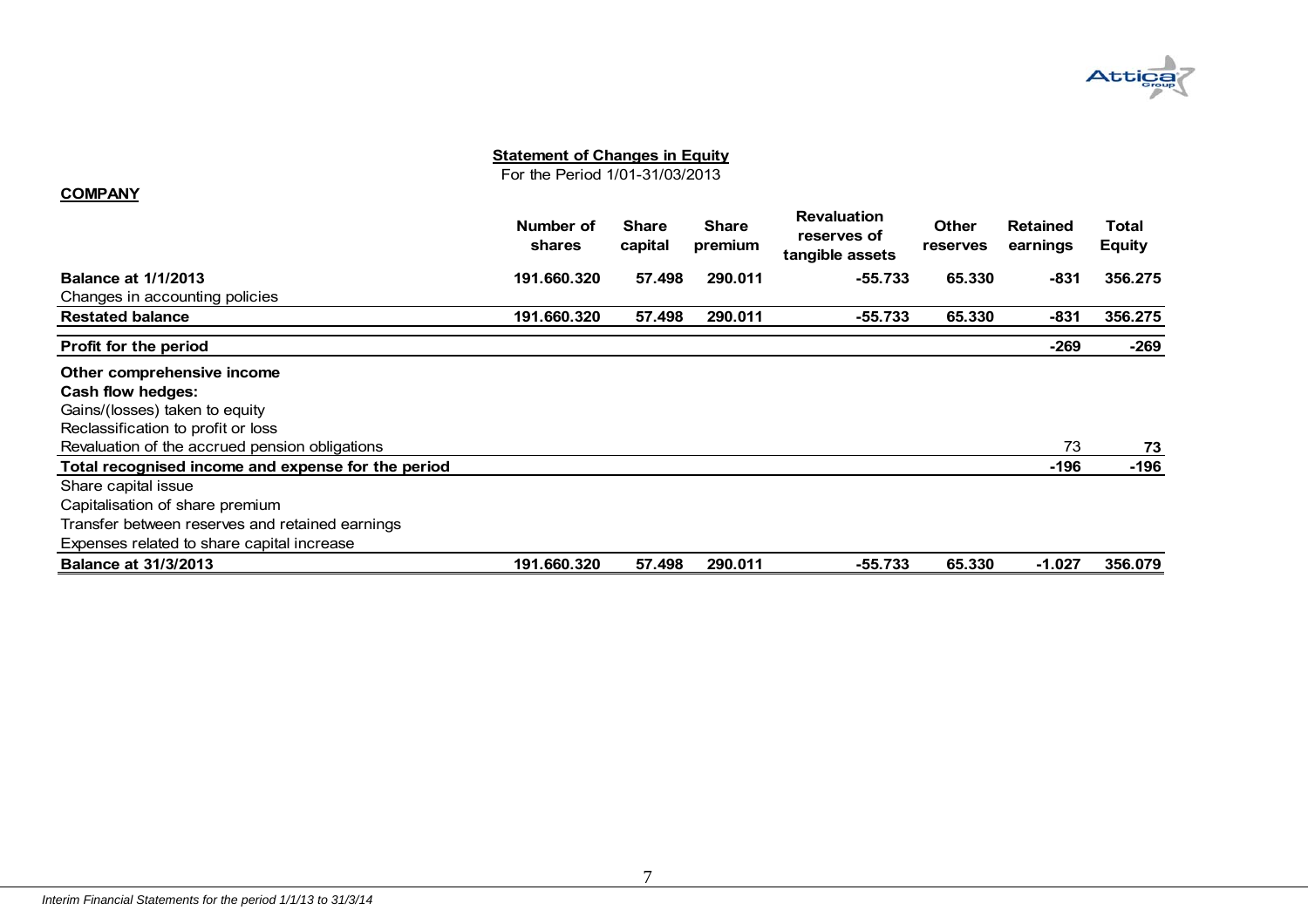## Statement of Changes in Equity

For the Period 1/01-31/03/2013

**COMPANY**

| | Number of shares | Share capital | Share premium | Revaluation reserves of tangible assets | Other reserves | Retained earnings | Total Equity |
|---|---|---|---|---|---|---|---|
| **Balance at 1/1/2013** | **191.660.320** | **57.498** | **290.011** | **-55.733** | **65.330** | **-831** | **356.275** |
| Changes in accounting policies | | | | | | | |
| **Restated balance** | **191.660.320** | **57.498** | **290.011** | **-55.733** | **65.330** | **-831** | **356.275** |
| **Profit for the period** | | | | | | **-269** | **-269** |
| **Other comprehensive income** | | | | | | | |
| **Cash flow hedges:** | | | | | | | |
| Gains/(losses) taken to equity | | | | | | | |
| Reclassification to profit or loss | | | | | | | |
| Revaluation of the accrued pension obligations | | | | | | 73 | **73** |
| **Total recognised income and expense for the period** | | | | | | **-196** | **-196** |
| Share capital issue | | | | | | | |
| Capitalisation of share premium | | | | | | | |
| Transfer between reserves and retained earnings | | | | | | | |
| Expenses related to share capital increase | | | | | | | |
| **Balance at 31/3/2013** | **191.660.320** | **57.498** | **290.011** | **-55.733** | **65.330** | **-1.027** | **356.079** |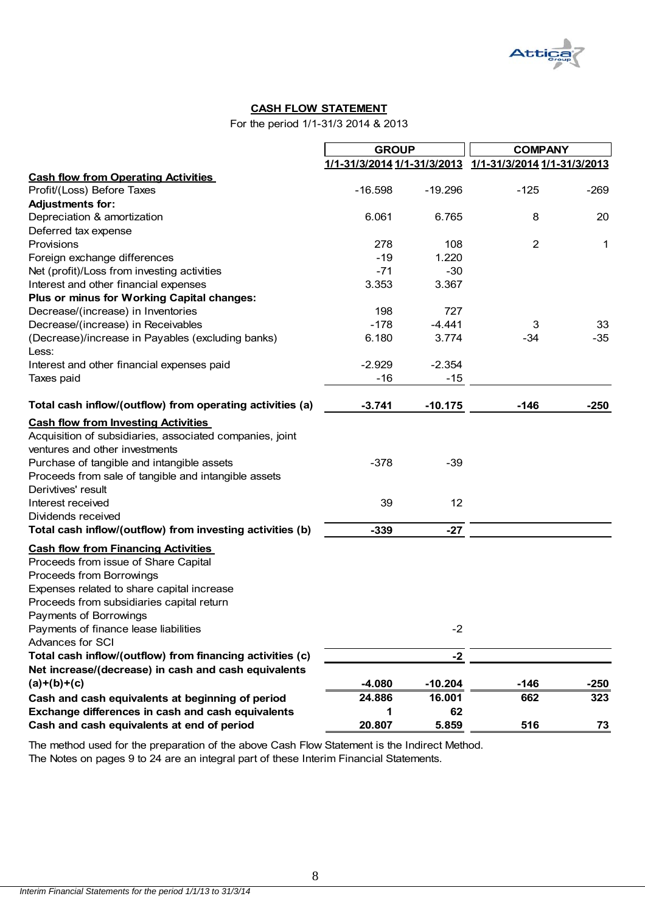## CASH FLOW STATEMENT

For the period 1/1-31/3 2014 & 2013

| | GROUP | | COMPANY | |
|---|---|---|---|---|
| | 1/1-31/3/2014 | 1/1-31/3/2013 | 1/1-31/3/2014 | 1/1-31/3/2013 |
| **Cash flow from Operating Activities** | | | | |
| Profit/(Loss) Before Taxes | -16.598 | -19.296 | -125 | -269 |
| **Adjustments for:** | | | | |
| Depreciation & amortization | 6.061 | 6.765 | 8 | 20 |
| Deferred tax expense | | | | |
| Provisions | 278 | 108 | 2 | 1 |
| Foreign exchange differences | -19 | 1.220 | | |
| Net (profit)/Loss from investing activities | -71 | -30 | | |
| Interest and other financial expenses | 3.353 | 3.367 | | |
| **Plus or minus for Working Capital changes:** | | | | |
| Decrease/(increase) in Inventories | 198 | 727 | | |
| Decrease/(increase) in Receivables | -178 | -4.441 | 3 | 33 |
| (Decrease)/increase in Payables (excluding banks) | 6.180 | 3.774 | -34 | -35 |
| Less: | | | | |
| Interest and other financial expenses paid | -2.929 | -2.354 | | |
| Taxes paid | -16 | -15 | | |
| **Total cash inflow/(outflow) from operating activities (a)** | **-3.741** | **-10.175** | **-146** | **-250** |
| **Cash flow from Investing Activities** | | | | |
| Acquisition of subsidiaries, associated companies, joint ventures and other investments | | | | |
| Purchase of tangible and intangible assets | -378 | -39 | | |
| Proceeds from sale of tangible and intangible assets | | | | |
| Derivtives' result | | | | |
| Interest received | 39 | 12 | | |
| Dividends received | | | | |
| **Total cash inflow/(outflow) from investing activities (b)** | **-339** | **-27** | | |
| **Cash flow from Financing Activities** | | | | |
| Proceeds from issue of Share Capital | | | | |
| Proceeds from Borrowings | | | | |
| Expenses related to share capital increase | | | | |
| Proceeds from subsidiaries capital return | | | | |
| Payments of Borrowings | | | | |
| Payments of finance lease liabilities | | -2 | | |
| Advances for SCI | | | | |
| **Total cash inflow/(outflow) from financing activities (c)** | | **-2** | | |
| **Net increase/(decrease) in cash and cash equivalents (a)+(b)+(c)** | **-4.080** | **-10.204** | **-146** | **-250** |
| **Cash and cash equivalents at beginning of period** | **24.886** | **16.001** | **662** | **323** |
| **Exchange differences in cash and cash equivalents** | **1** | **62** | | |
| **Cash and cash equivalents at end of period** | **20.807** | **5.859** | **516** | **73** |

The method used for the preparation of the above Cash Flow Statement is the Indirect Method.
The Notes on pages 9 to 24 are an integral part of these Interim Financial Statements.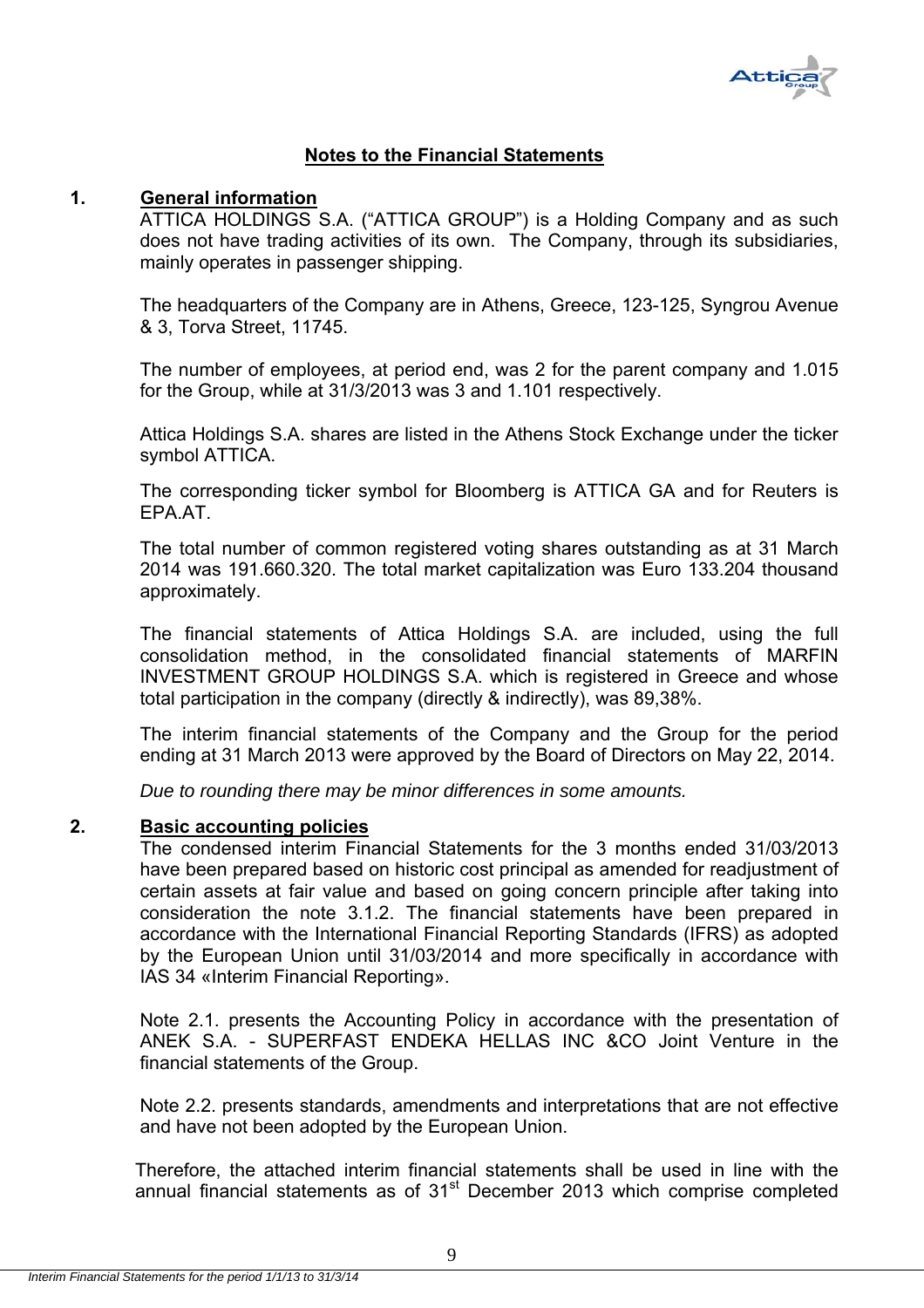## Notes to the Financial Statements

### 1. General information

ATTICA HOLDINGS S.A. ("ATTICA GROUP") is a Holding Company and as such does not have trading activities of its own. The Company, through its subsidiaries, mainly operates in passenger shipping.

The headquarters of the Company are in Athens, Greece, 123-125, Syngrou Avenue & 3, Torva Street, 11745.

The number of employees, at period end, was 2 for the parent company and 1.015 for the Group, while at 31/3/2013 was 3 and 1.101 respectively.

Attica Holdings S.A. shares are listed in the Athens Stock Exchange under the ticker symbol ATTICA.

The corresponding ticker symbol for Bloomberg is ATTICA GA and for Reuters is EPA.AT.

The total number of common registered voting shares outstanding as at 31 March 2014 was 191.660.320. The total market capitalization was Euro 133.204 thousand approximately.

The financial statements of Attica Holdings S.A. are included, using the full consolidation method, in the consolidated financial statements of MARFIN INVESTMENT GROUP HOLDINGS S.A. which is registered in Greece and whose total participation in the company (directly & indirectly), was 89,38%.

The interim financial statements of the Company and the Group for the period ending at 31 March 2013 were approved by the Board of Directors on May 22, 2014.

*Due to rounding there may be minor differences in some amounts.*

### 2. Basic accounting policies

The condensed interim Financial Statements for the 3 months ended 31/03/2013 have been prepared based on historic cost principal as amended for readjustment of certain assets at fair value and based on going concern principle after taking into consideration the note 3.1.2. The financial statements have been prepared in accordance with the International Financial Reporting Standards (IFRS) as adopted by the European Union until 31/03/2014 and more specifically in accordance with IAS 34 «Interim Financial Reporting».

Note 2.1. presents the Accounting Policy in accordance with the presentation of ANEK S.A. - SUPERFAST ENDEKA HELLAS INC &CO Joint Venture in the financial statements of the Group.

Note 2.2. presents standards, amendments and interpretations that are not effective and have not been adopted by the European Union.

Therefore, the attached interim financial statements shall be used in line with the annual financial statements as of 31st December 2013 which comprise completed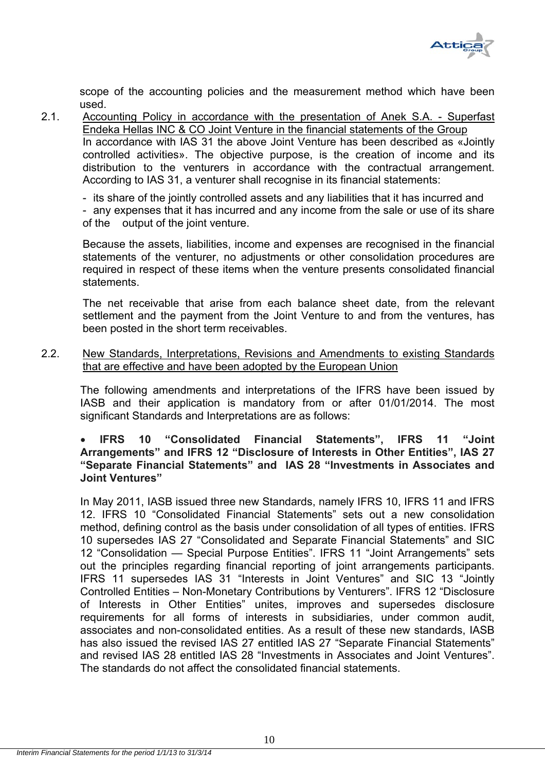scope of the accounting policies and the measurement method which have been used.

2.1. Accounting Policy in accordance with the presentation of Anek S.A. - Superfast Endeka Hellas INC & CO Joint Venture in the financial statements of the Group

In accordance with IAS 31 the above Joint Venture has been described as «Jointly controlled activities». The objective purpose, is the creation of income and its distribution to the venturers in accordance with the contractual arrangement. According to IAS 31, a venturer shall recognise in its financial statements:

- its share of the jointly controlled assets and any liabilities that it has incurred and
- any expenses that it has incurred and any income from the sale or use of its share of the output of the joint venture.

Because the assets, liabilities, income and expenses are recognised in the financial statements of the venturer, no adjustments or other consolidation procedures are required in respect of these items when the venture presents consolidated financial statements.

The net receivable that arise from each balance sheet date, from the relevant settlement and the payment from the Joint Venture to and from the ventures, has been posted in the short term receivables.

2.2. New Standards, Interpretations, Revisions and Amendments to existing Standards that are effective and have been adopted by the European Union

The following amendments and interpretations of the IFRS have been issued by IASB and their application is mandatory from or after 01/01/2014. The most significant Standards and Interpretations are as follows:

- **IFRS 10 "Consolidated Financial Statements", IFRS 11 "Joint Arrangements" and IFRS 12 "Disclosure of Interests in Other Entities", IAS 27 "Separate Financial Statements" and IAS 28 "Investments in Associates and Joint Ventures"**

In May 2011, IASB issued three new Standards, namely IFRS 10, IFRS 11 and IFRS 12. IFRS 10 "Consolidated Financial Statements" sets out a new consolidation method, defining control as the basis under consolidation of all types of entities. IFRS 10 supersedes IAS 27 "Consolidated and Separate Financial Statements" and SIC 12 "Consolidation — Special Purpose Entities". IFRS 11 "Joint Arrangements" sets out the principles regarding financial reporting of joint arrangements participants. IFRS 11 supersedes IAS 31 "Interests in Joint Ventures" and SIC 13 "Jointly Controlled Entities – Non-Monetary Contributions by Venturers". IFRS 12 "Disclosure of Interests in Other Entities" unites, improves and supersedes disclosure requirements for all forms of interests in subsidiaries, under common audit, associates and non-consolidated entities. As a result of these new standards, IASB has also issued the revised IAS 27 entitled IAS 27 "Separate Financial Statements" and revised IAS 28 entitled IAS 28 "Investments in Associates and Joint Ventures". The standards do not affect the consolidated financial statements.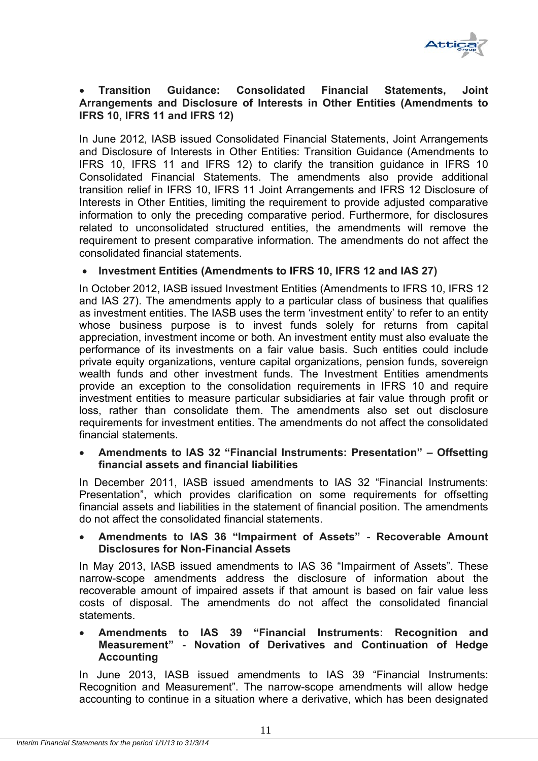- **Transition Guidance: Consolidated Financial Statements, Joint Arrangements and Disclosure of Interests in Other Entities (Amendments to IFRS 10, IFRS 11 and IFRS 12)**

In June 2012, IASB issued Consolidated Financial Statements, Joint Arrangements and Disclosure of Interests in Other Entities: Transition Guidance (Amendments to IFRS 10, IFRS 11 and IFRS 12) to clarify the transition guidance in IFRS 10 Consolidated Financial Statements. The amendments also provide additional transition relief in IFRS 10, IFRS 11 Joint Arrangements and IFRS 12 Disclosure of Interests in Other Entities, limiting the requirement to provide adjusted comparative information to only the preceding comparative period. Furthermore, for disclosures related to unconsolidated structured entities, the amendments will remove the requirement to present comparative information. The amendments do not affect the consolidated financial statements.

- **Investment Entities (Amendments to IFRS 10, IFRS 12 and IAS 27)**

In October 2012, IASB issued Investment Entities (Amendments to IFRS 10, IFRS 12 and IAS 27). The amendments apply to a particular class of business that qualifies as investment entities. The IASB uses the term 'investment entity' to refer to an entity whose business purpose is to invest funds solely for returns from capital appreciation, investment income or both. An investment entity must also evaluate the performance of its investments on a fair value basis. Such entities could include private equity organizations, venture capital organizations, pension funds, sovereign wealth funds and other investment funds. The Investment Entities amendments provide an exception to the consolidation requirements in IFRS 10 and require investment entities to measure particular subsidiaries at fair value through profit or loss, rather than consolidate them. The amendments also set out disclosure requirements for investment entities. The amendments do not affect the consolidated financial statements.

- **Amendments to IAS 32 "Financial Instruments: Presentation" – Offsetting financial assets and financial liabilities**

In December 2011, IASB issued amendments to IAS 32 "Financial Instruments: Presentation", which provides clarification on some requirements for offsetting financial assets and liabilities in the statement of financial position. The amendments do not affect the consolidated financial statements.

- **Amendments to IAS 36 "Impairment of Assets" - Recoverable Amount Disclosures for Non-Financial Assets**

In May 2013, IASB issued amendments to IAS 36 "Impairment of Assets". These narrow-scope amendments address the disclosure of information about the recoverable amount of impaired assets if that amount is based on fair value less costs of disposal. The amendments do not affect the consolidated financial statements.

- **Amendments to IAS 39 "Financial Instruments: Recognition and Measurement" - Novation of Derivatives and Continuation of Hedge Accounting**

In June 2013, IASB issued amendments to IAS 39 "Financial Instruments: Recognition and Measurement". The narrow-scope amendments will allow hedge accounting to continue in a situation where a derivative, which has been designated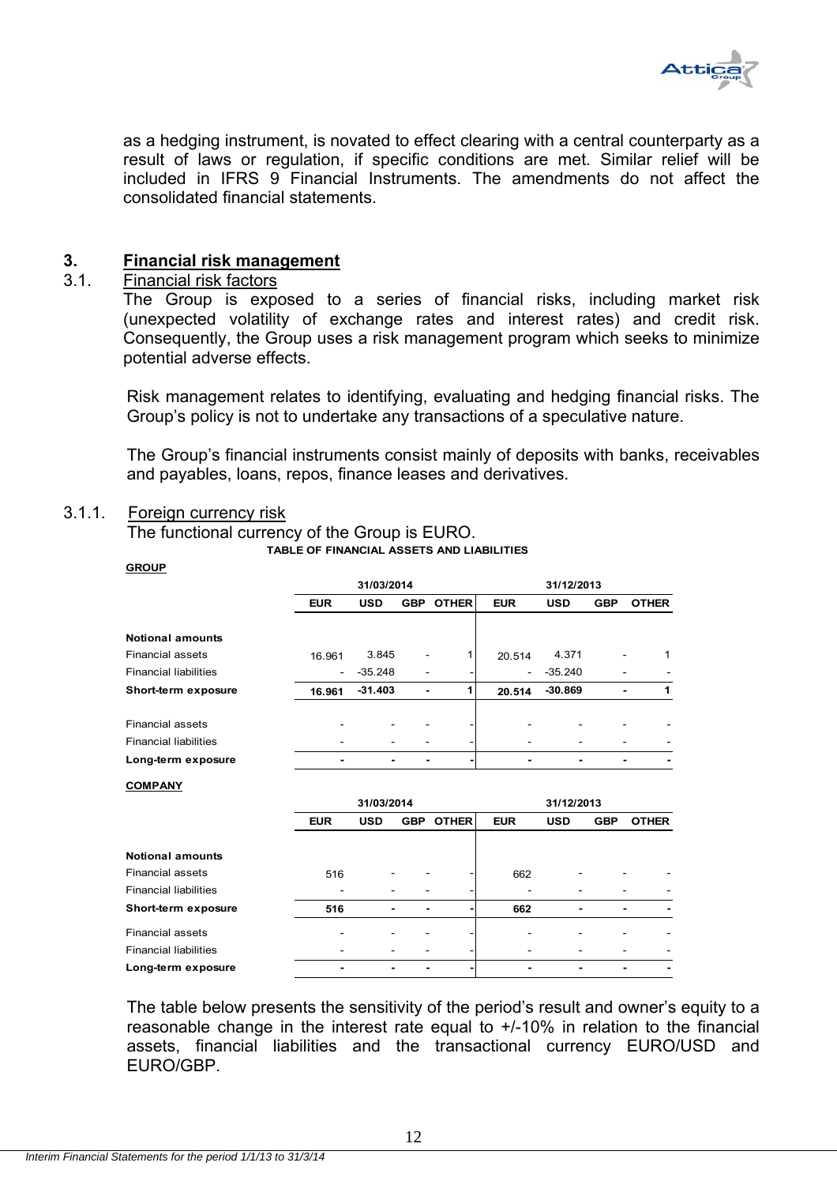as a hedging instrument, is novated to effect clearing with a central counterparty as a result of laws or regulation, if specific conditions are met. Similar relief will be included in IFRS 9 Financial Instruments. The amendments do not affect the consolidated financial statements.

## 3. Financial risk management

### 3.1. Financial risk factors

The Group is exposed to a series of financial risks, including market risk (unexpected volatility of exchange rates and interest rates) and credit risk. Consequently, the Group uses a risk management program which seeks to minimize potential adverse effects.

Risk management relates to identifying, evaluating and hedging financial risks. The Group's policy is not to undertake any transactions of a speculative nature.

The Group's financial instruments consist mainly of deposits with banks, receivables and payables, loans, repos, finance leases and derivatives.

#### 3.1.1. Foreign currency risk

The functional currency of the Group is EURO.

**TABLE OF FINANCIAL ASSETS AND LIABILITIES**

**GROUP**

| | 31/03/2014 | | | | 31/12/2013 | | | |
|---|---|---|---|---|---|---|---|---|
| | **EUR** | **USD** | **GBP** | **OTHER** | **EUR** | **USD** | **GBP** | **OTHER** |
| **Notional amounts** | | | | | | | | |
| Financial assets | 16.961 | 3.845 | - | 1 | 20.514 | 4.371 | - | 1 |
| Financial liabilities | - | -35.248 | - | - | - | -35.240 | - | - |
| **Short-term exposure** | **16.961** | **-31.403** | **-** | **1** | **20.514** | **-30.869** | **-** | **1** |
| Financial assets | - | - | - | - | - | - | - | - |
| Financial liabilities | - | - | - | - | - | - | - | - |
| **Long-term exposure** | **-** | **-** | **-** | **-** | **-** | **-** | **-** | **-** |

**COMPANY**

| | 31/03/2014 | | | | 31/12/2013 | | | |
|---|---|---|---|---|---|---|---|---|
| | **EUR** | **USD** | **GBP** | **OTHER** | **EUR** | **USD** | **GBP** | **OTHER** |
| **Notional amounts** | | | | | | | | |
| Financial assets | 516 | - | - | - | 662 | - | - | - |
| Financial liabilities | - | - | - | - | - | - | - | - |
| **Short-term exposure** | **516** | **-** | **-** | **-** | **662** | **-** | **-** | **-** |
| Financial assets | - | - | - | - | - | - | - | - |
| Financial liabilities | - | - | - | - | - | - | - | - |
| **Long-term exposure** | **-** | **-** | **-** | **-** | **-** | **-** | **-** | **-** |

The table below presents the sensitivity of the period's result and owner's equity to a reasonable change in the interest rate equal to +/-10% in relation to the financial assets, financial liabilities and the transactional currency EURO/USD and EURO/GBP.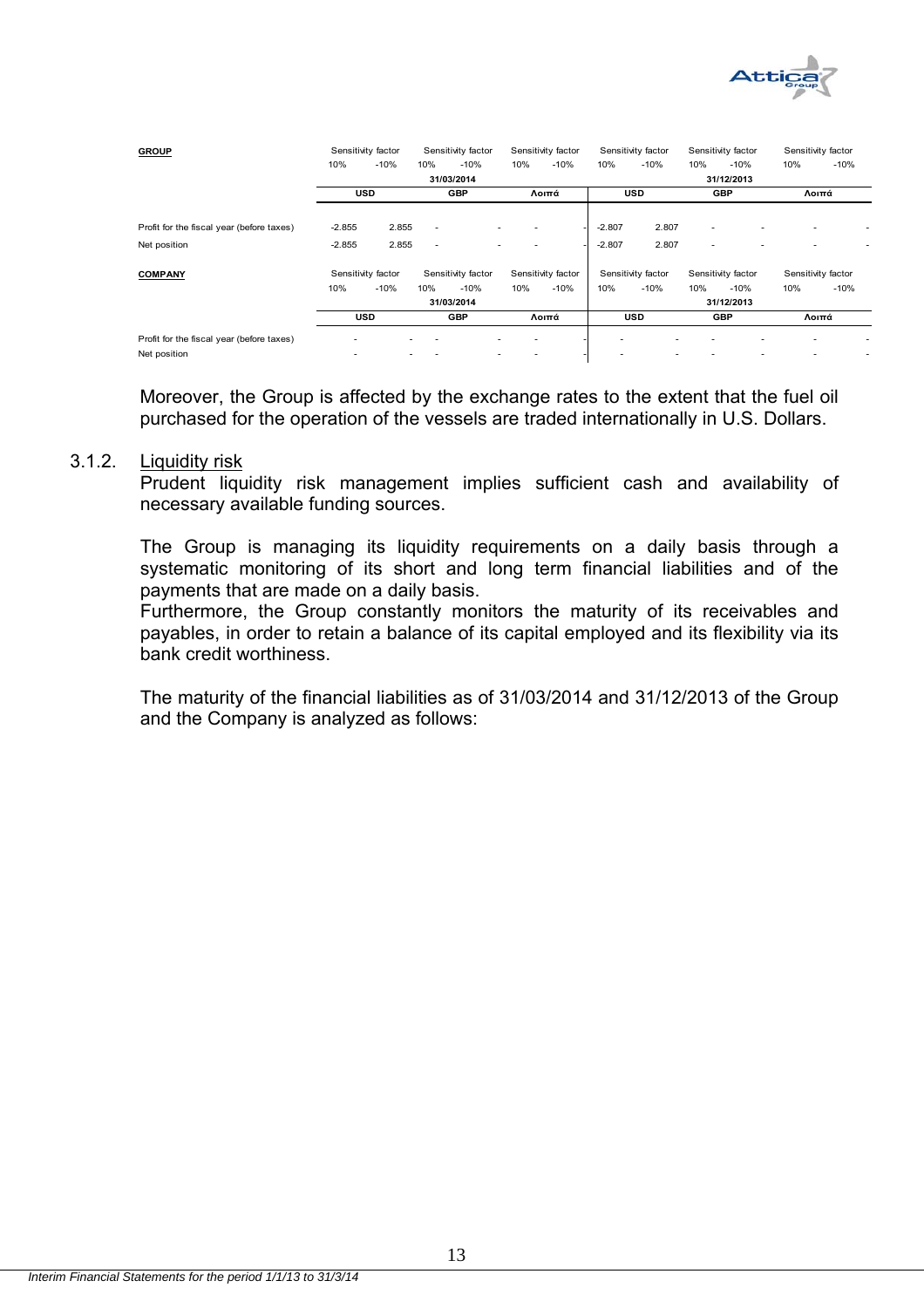| **GROUP** | Sensitivity factor | | Sensitivity factor | | Sensitivity factor | | Sensitivity factor | | Sensitivity factor | | Sensitivity factor | |
|---|---|---|---|---|---|---|---|---|---|---|---|---|
| | 10% | -10% | 10% | -10% | 10% | -10% | 10% | -10% | 10% | -10% | 10% | -10% |
| | 31/03/2014 | | | | | | 31/12/2013 | | | | | |
| | USD | | GBP | | Λοιπά | | USD | | GBP | | Λοιπά | |
| Profit for the fiscal year (before taxes) | -2.855 | 2.855 | - | - | - | - | -2.807 | 2.807 | - | - | - | - |
| Net position | -2.855 | 2.855 | - | - | - | - | -2.807 | 2.807 | - | - | - | - |

| **COMPANY** | Sensitivity factor | | Sensitivity factor | | Sensitivity factor | | Sensitivity factor | | Sensitivity factor | | Sensitivity factor | |
|---|---|---|---|---|---|---|---|---|---|---|---|---|
| | 10% | -10% | 10% | -10% | 10% | -10% | 10% | -10% | 10% | -10% | 10% | -10% |
| | 31/03/2014 | | | | | | 31/12/2013 | | | | | |
| | USD | | GBP | | Λοιπά | | USD | | GBP | | Λοιπά | |
| Profit for the fiscal year (before taxes) | - | - | - | - | - | - | - | - | - | - | - | - |
| Net position | - | - | - | - | - | - | - | - | - | - | - | - |

Moreover, the Group is affected by the exchange rates to the extent that the fuel oil purchased for the operation of the vessels are traded internationally in U.S. Dollars.

### 3.1.2. Liquidity risk

Prudent liquidity risk management implies sufficient cash and availability of necessary available funding sources.

The Group is managing its liquidity requirements on a daily basis through a systematic monitoring of its short and long term financial liabilities and of the payments that are made on a daily basis.
Furthermore, the Group constantly monitors the maturity of its receivables and payables, in order to retain a balance of its capital employed and its flexibility via its bank credit worthiness.

The maturity of the financial liabilities as of 31/03/2014 and 31/12/2013 of the Group and the Company is analyzed as follows: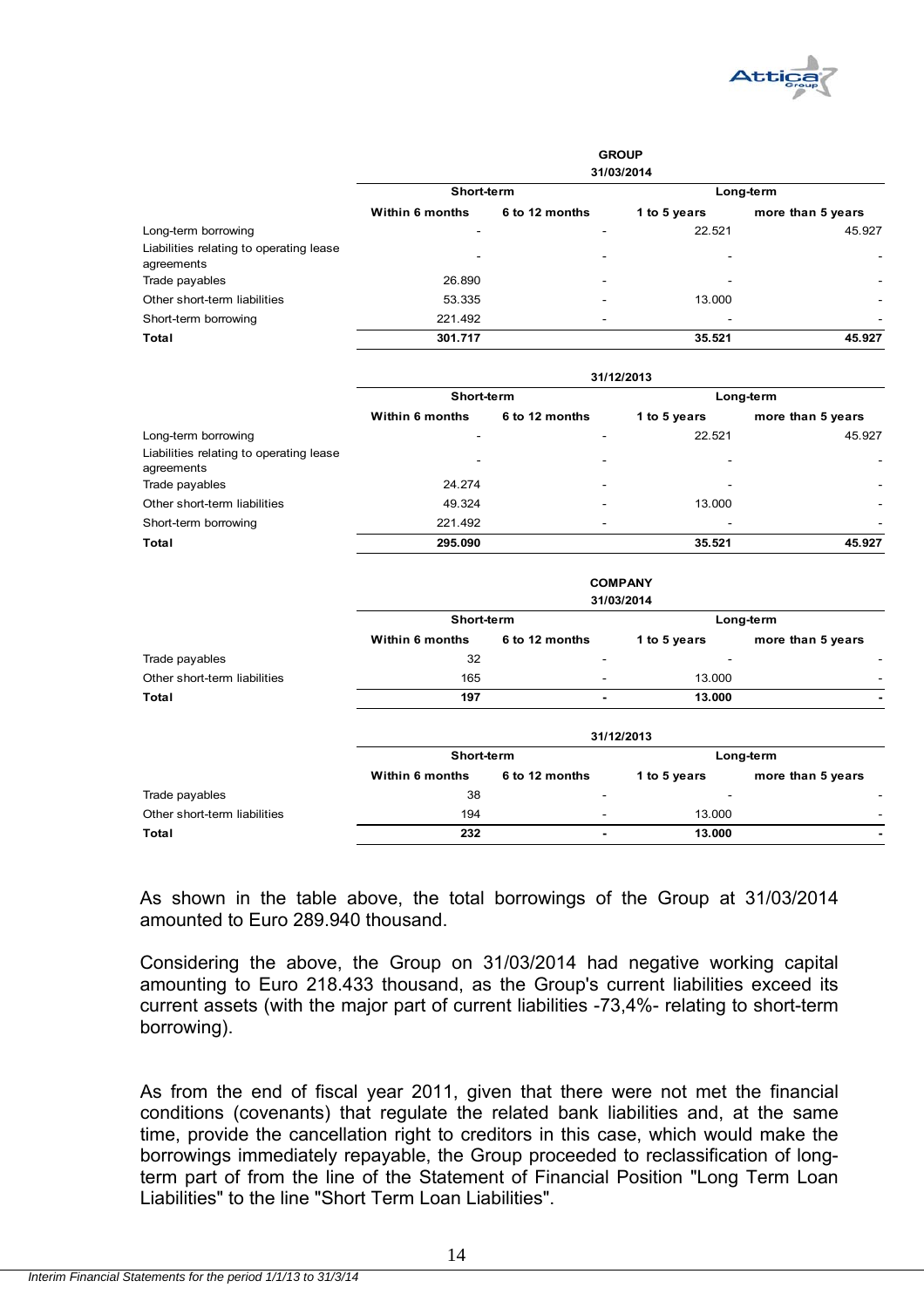**GROUP**

| 31/03/2014 | Short-term | | Long-term | |
|---|---|---|---|---|
| | Within 6 months | 6 to 12 months | 1 to 5 years | more than 5 years |
| Long-term borrowing | - | - | 22.521 | 45.927 |
| Liabilities relating to operating lease agreements | - | - | - | - |
| Trade payables | 26.890 | - | - | - |
| Other short-term liabilities | 53.335 | - | 13.000 | - |
| Short-term borrowing | 221.492 | - | - | - |
| **Total** | **301.717** | | **35.521** | **45.927** |

| 31/12/2013 | Short-term | | Long-term | |
|---|---|---|---|---|
| | Within 6 months | 6 to 12 months | 1 to 5 years | more than 5 years |
| Long-term borrowing | - | - | 22.521 | 45.927 |
| Liabilities relating to operating lease agreements | - | - | - | - |
| Trade payables | 24.274 | - | - | - |
| Other short-term liabilities | 49.324 | - | 13.000 | - |
| Short-term borrowing | 221.492 | - | - | - |
| **Total** | **295.090** | | **35.521** | **45.927** |

**COMPANY**

| 31/03/2014 | Short-term | | Long-term | |
|---|---|---|---|---|
| | Within 6 months | 6 to 12 months | 1 to 5 years | more than 5 years |
| Trade payables | 32 | - | - | - |
| Other short-term liabilities | 165 | - | 13.000 | - |
| **Total** | **197** | **-** | **13.000** | **-** |

| 31/12/2013 | Short-term | | Long-term | |
|---|---|---|---|---|
| | Within 6 months | 6 to 12 months | 1 to 5 years | more than 5 years |
| Trade payables | 38 | - | - | - |
| Other short-term liabilities | 194 | - | 13.000 | - |
| **Total** | **232** | **-** | **13.000** | **-** |

As shown in the table above, the total borrowings of the Group at 31/03/2014 amounted to Euro 289.940 thousand.

Considering the above, the Group on 31/03/2014 had negative working capital amounting to Euro 218.433 thousand, as the Group's current liabilities exceed its current assets (with the major part of current liabilities -73,4%- relating to short-term borrowing).

As from the end of fiscal year 2011, given that there were not met the financial conditions (covenants) that regulate the related bank liabilities and, at the same time, provide the cancellation right to creditors in this case, which would make the borrowings immediately repayable, the Group proceeded to reclassification of long-term part of from the line of the Statement of Financial Position "Long Term Loan Liabilities" to the line "Short Term Loan Liabilities".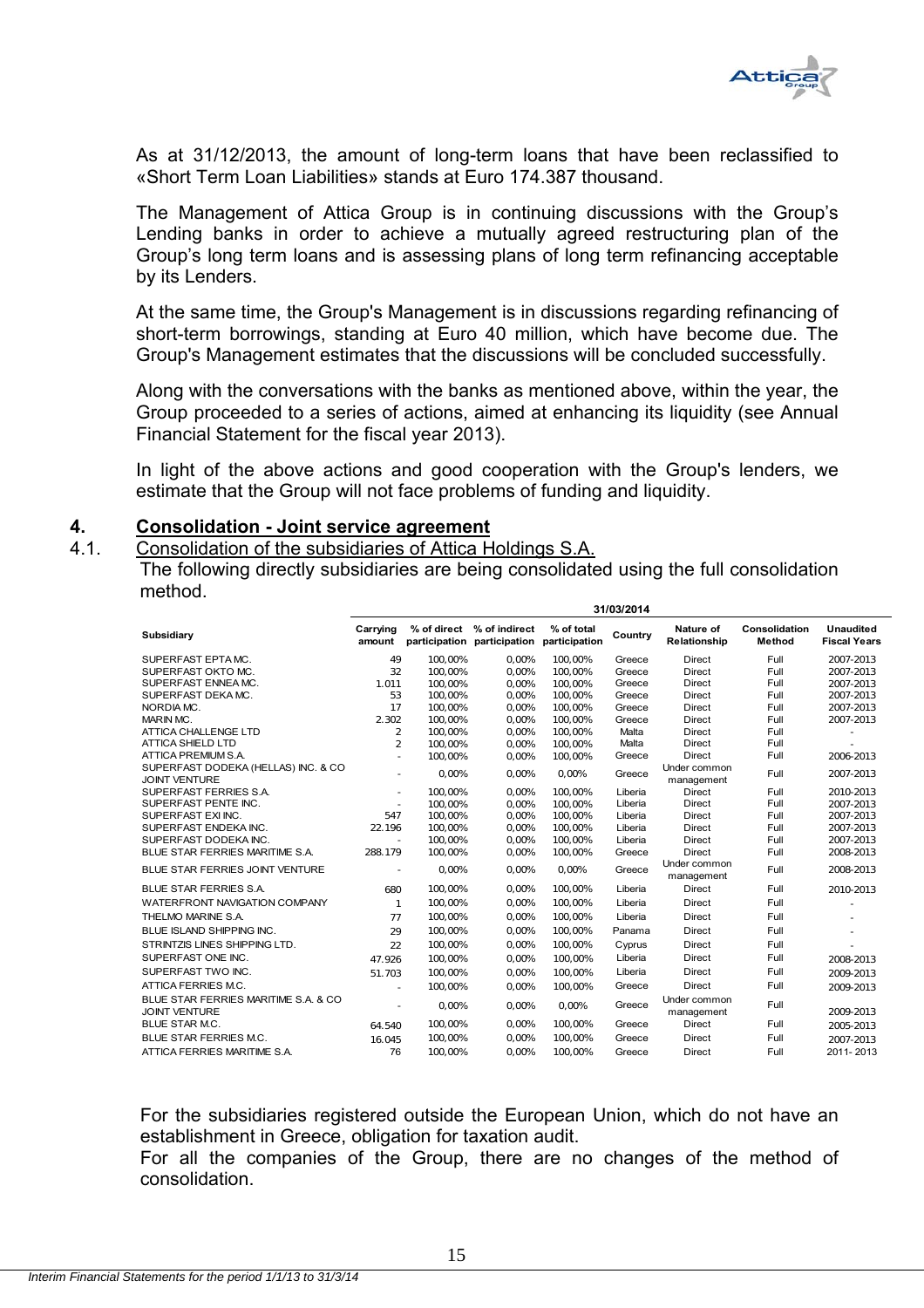As at 31/12/2013, the amount of long-term loans that have been reclassified to «Short Term Loan Liabilities» stands at Euro 174.387 thousand.

The Management of Attica Group is in continuing discussions with the Group's Lending banks in order to achieve a mutually agreed restructuring plan of the Group's long term loans and is assessing plans of long term refinancing acceptable by its Lenders.

At the same time, the Group's Management is in discussions regarding refinancing of short-term borrowings, standing at Euro 40 million, which have become due. The Group's Management estimates that the discussions will be concluded successfully.

Along with the conversations with the banks as mentioned above, within the year, the Group proceeded to a series of actions, aimed at enhancing its liquidity (see Annual Financial Statement for the fiscal year 2013).

In light of the above actions and good cooperation with the Group's lenders, we estimate that the Group will not face problems of funding and liquidity.

## 4. Consolidation - Joint service agreement

### 4.1. Consolidation of the subsidiaries of Attica Holdings S.A.

The following directly subsidiaries are being consolidated using the full consolidation method.

| | 31/03/2014 | | | | | | | |
|---|---|---|---|---|---|---|---|---|
| **Subsidiary** | **Carrying amount** | **% of direct participation** | **% of indirect participation** | **% of total participation** | **Country** | **Nature of Relationship** | **Consolidation Method** | **Unaudited Fiscal Years** |
| SUPERFAST EPTA MC. | 49 | 100,00% | 0,00% | 100,00% | Greece | Direct | Full | 2007-2013 |
| SUPERFAST OKTO MC. | 32 | 100,00% | 0,00% | 100,00% | Greece | Direct | Full | 2007-2013 |
| SUPERFAST ENNEA MC. | 1.011 | 100,00% | 0,00% | 100,00% | Greece | Direct | Full | 2007-2013 |
| SUPERFAST DEKA MC. | 53 | 100,00% | 0,00% | 100,00% | Greece | Direct | Full | 2007-2013 |
| NORDIA MC. | 17 | 100,00% | 0,00% | 100,00% | Greece | Direct | Full | 2007-2013 |
| MARIN MC. | 2.302 | 100,00% | 0,00% | 100,00% | Greece | Direct | Full | 2007-2013 |
| ATTICA CHALLENGE LTD | 2 | 100,00% | 0,00% | 100,00% | Malta | Direct | Full | - |
| ATTICA SHIELD LTD | 2 | 100,00% | 0,00% | 100,00% | Malta | Direct | Full | - |
| ATTICA PREMIUM S.A. | - | 100,00% | 0,00% | 100,00% | Greece | Direct | Full | 2006-2013 |
| SUPERFAST DODEKA (HELLAS) INC. & CO JOINT VENTURE | - | 0,00% | 0,00% | 0,00% | Greece | Under common management | Full | 2007-2013 |
| SUPERFAST FERRIES S.A. | - | 100,00% | 0,00% | 100,00% | Liberia | Direct | Full | 2010-2013 |
| SUPERFAST PENTE INC. | - | 100,00% | 0,00% | 100,00% | Liberia | Direct | Full | 2007-2013 |
| SUPERFAST EXI INC. | 547 | 100,00% | 0,00% | 100,00% | Liberia | Direct | Full | 2007-2013 |
| SUPERFAST ENDEKA INC. | 22.196 | 100,00% | 0,00% | 100,00% | Liberia | Direct | Full | 2007-2013 |
| SUPERFAST DODEKA INC. | - | 100,00% | 0,00% | 100,00% | Liberia | Direct | Full | 2007-2013 |
| BLUE STAR FERRIES MARITIME S.A. | 288.179 | 100,00% | 0,00% | 100,00% | Greece | Direct | Full | 2008-2013 |
| BLUE STAR FERRIES JOINT VENTURE | - | 0,00% | 0,00% | 0,00% | Greece | Under common management | Full | 2008-2013 |
| BLUE STAR FERRIES S.A. | 680 | 100,00% | 0,00% | 100,00% | Liberia | Direct | Full | 2010-2013 |
| WATERFRONT NAVIGATION COMPANY | 1 | 100,00% | 0,00% | 100,00% | Liberia | Direct | Full | - |
| THELMO MARINE S.A. | 77 | 100,00% | 0,00% | 100,00% | Liberia | Direct | Full | - |
| BLUE ISLAND SHIPPING INC. | 29 | 100,00% | 0,00% | 100,00% | Panama | Direct | Full | - |
| STRINTZIS LINES SHIPPING LTD. | 22 | 100,00% | 0,00% | 100,00% | Cyprus | Direct | Full | - |
| SUPERFAST ONE INC. | 47.926 | 100,00% | 0,00% | 100,00% | Liberia | Direct | Full | 2008-2013 |
| SUPERFAST TWO INC. | 51.703 | 100,00% | 0,00% | 100,00% | Liberia | Direct | Full | 2009-2013 |
| ATTICA FERRIES M.C. | - | 100,00% | 0,00% | 100,00% | Greece | Direct | Full | 2009-2013 |
| BLUE STAR FERRIES MARITIME S.A. & CO JOINT VENTURE | - | 0,00% | 0,00% | 0,00% | Greece | Under common management | Full | 2009-2013 |
| BLUE STAR M.C. | 64.540 | 100,00% | 0,00% | 100,00% | Greece | Direct | Full | 2005-2013 |
| BLUE STAR FERRIES M.C. | 16.045 | 100,00% | 0,00% | 100,00% | Greece | Direct | Full | 2007-2013 |
| ATTICA FERRIES MARITIME S.A. | 76 | 100,00% | 0,00% | 100,00% | Greece | Direct | Full | 2011- 2013 |

For the subsidiaries registered outside the European Union, which do not have an establishment in Greece, obligation for taxation audit.

For all the companies of the Group, there are no changes of the method of consolidation.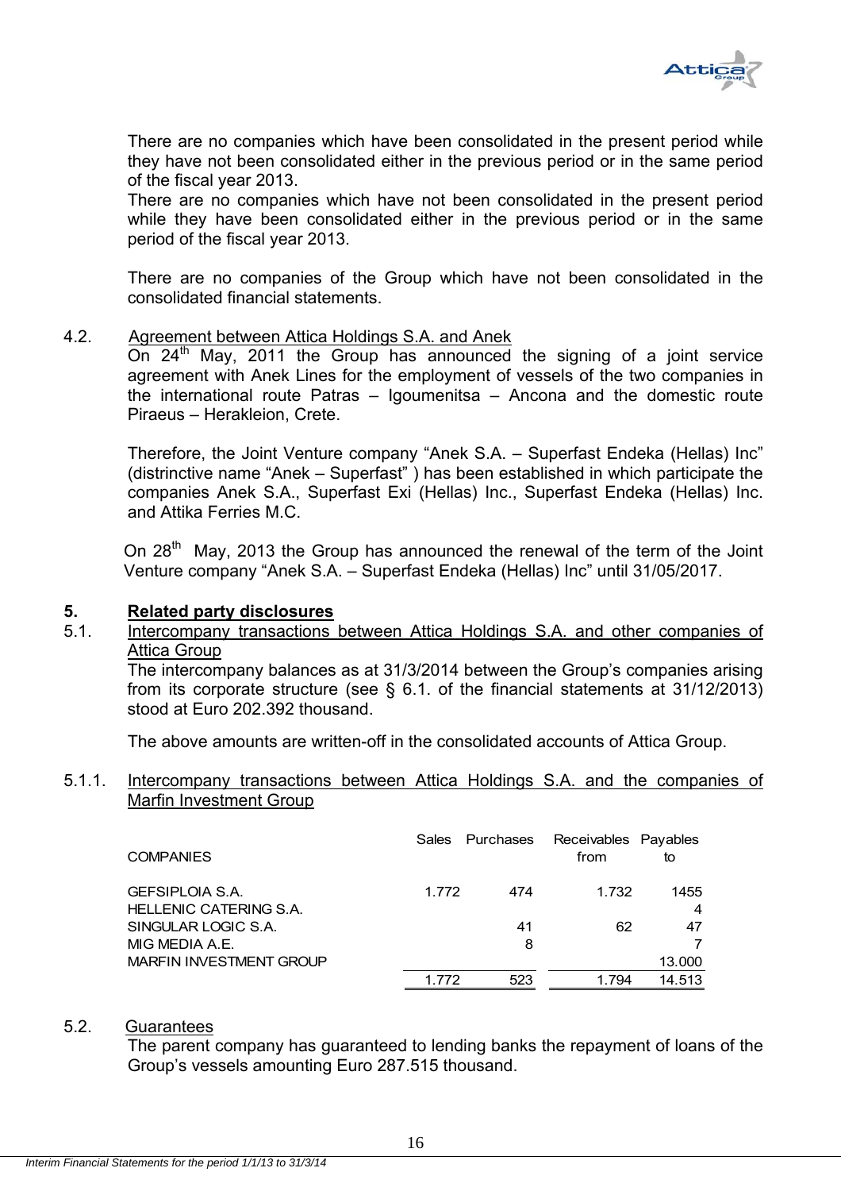There are no companies which have been consolidated in the present period while they have not been consolidated either in the previous period or in the same period of the fiscal year 2013.
There are no companies which have not been consolidated in the present period while they have been consolidated either in the previous period or in the same period of the fiscal year 2013.

There are no companies of the Group which have not been consolidated in the consolidated financial statements.

4.2. Agreement between Attica Holdings S.A. and Anek

On 24th May, 2011 the Group has announced the signing of a joint service agreement with Anek Lines for the employment of vessels of the two companies in the international route Patras – Igoumenitsa – Ancona and the domestic route Piraeus – Herakleion, Crete.

Therefore, the Joint Venture company "Anek S.A. – Superfast Endeka (Hellas) Inc" (distrinctive name "Anek – Superfast" ) has been established in which participate the companies Anek S.A., Superfast Exi (Hellas) Inc., Superfast Endeka (Hellas) Inc. and Attika Ferries M.C.

On 28th May, 2013 the Group has announced the renewal of the term of the Joint Venture company "Anek S.A. – Superfast Endeka (Hellas) Inc" until 31/05/2017.

## 5. Related party disclosures

5.1. Intercompany transactions between Attica Holdings S.A. and other companies of Attica Group

The intercompany balances as at 31/3/2014 between the Group's companies arising from its corporate structure (see § 6.1. of the financial statements at 31/12/2013) stood at Euro 202.392 thousand.

The above amounts are written-off in the consolidated accounts of Attica Group.

5.1.1. Intercompany transactions between Attica Holdings S.A. and the companies of Marfin Investment Group

| COMPANIES | Sales | Purchases | Receivables from | Payables to |
|---|---|---|---|---|
| GEFSIPLOIA S.A. | 1.772 | 474 | 1.732 | 1455 |
| HELLENIC CATERING S.A. | | | | 4 |
| SINGULAR LOGIC S.A. | | 41 | 62 | 47 |
| MIG MEDIA A.E. | | 8 | | 7 |
| MARFIN INVESTMENT GROUP | | | | 13.000 |
| | 1.772 | 523 | 1.794 | 14.513 |

5.2. Guarantees

The parent company has guaranteed to lending banks the repayment of loans of the Group's vessels amounting Euro 287.515 thousand.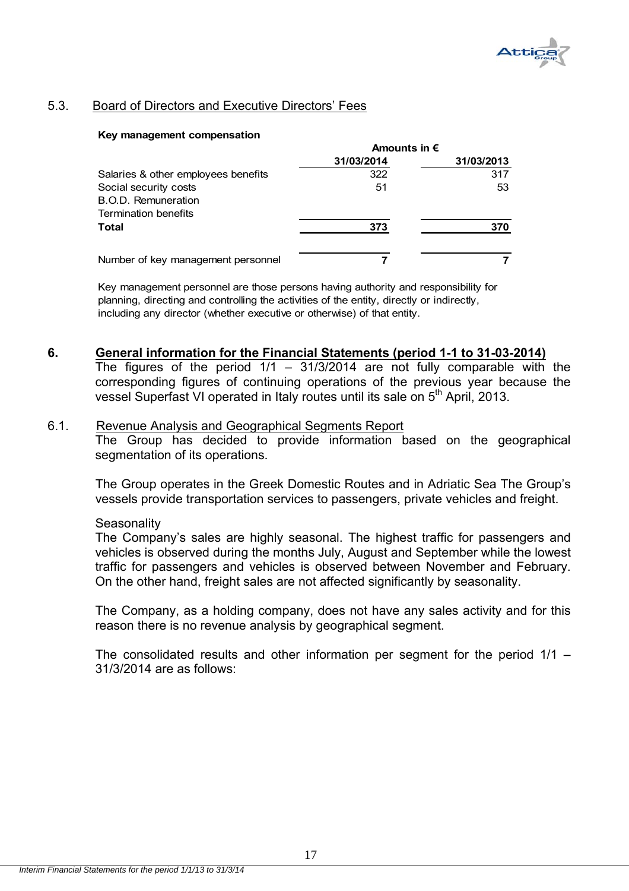### 5.3. Board of Directors and Executive Directors' Fees

**Key management compensation**

| | Amounts in € | |
|---|---|---|
| | **31/03/2014** | **31/03/2013** |
| Salaries & other employees benefits | 322 | 317 |
| Social security costs | 51 | 53 |
| B.O.D. Remuneration | | |
| Termination benefits | | |
| **Total** | **373** | **370** |
| | | |
| Number of key management personnel | **7** | **7** |

Key management personnel are those persons having authority and responsibility for planning, directing and controlling the activities of the entity, directly or indirectly, including any director (whether executive or otherwise) of that entity.

## 6. General information for the Financial Statements (period 1-1 to 31-03-2014)

The figures of the period 1/1 – 31/3/2014 are not fully comparable with the corresponding figures of continuing operations of the previous year because the vessel Superfast VI operated in Italy routes until its sale on 5th April, 2013.

### 6.1. Revenue Analysis and Geographical Segments Report

The Group has decided to provide information based on the geographical segmentation of its operations.

The Group operates in the Greek Domestic Routes and in Adriatic Sea The Group's vessels provide transportation services to passengers, private vehicles and freight.

Seasonality

The Company's sales are highly seasonal. The highest traffic for passengers and vehicles is observed during the months July, August and September while the lowest traffic for passengers and vehicles is observed between November and February. On the other hand, freight sales are not affected significantly by seasonality.

The Company, as a holding company, does not have any sales activity and for this reason there is no revenue analysis by geographical segment.

The consolidated results and other information per segment for the period 1/1 – 31/3/2014 are as follows: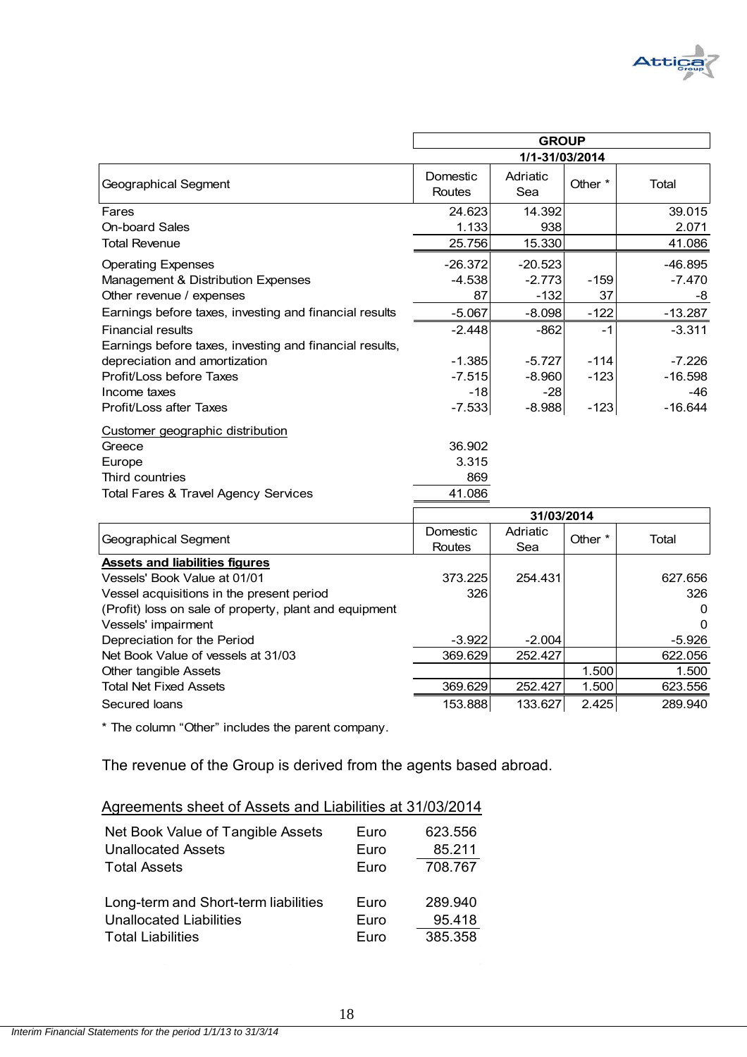| Geographical Segment | GROUP 1/1-31/03/2014 Domestic Routes | Adriatic Sea | Other * | Total |
|---|---|---|---|---|
| Fares | 24.623 | 14.392 | | 39.015 |
| On-board Sales | 1.133 | 938 | | 2.071 |
| Total Revenue | 25.756 | 15.330 | | 41.086 |
| Operating Expenses | -26.372 | -20.523 | | -46.895 |
| Management & Distribution Expenses | -4.538 | -2.773 | -159 | -7.470 |
| Other revenue / expenses | 87 | -132 | 37 | -8 |
| Earnings before taxes, investing and financial results | -5.067 | -8.098 | -122 | -13.287 |
| Financial results | -2.448 | -862 | -1 | -3.311 |
| Earnings before taxes, investing and financial results, depreciation and amortization | -1.385 | -5.727 | -114 | -7.226 |
| Profit/Loss before Taxes | -7.515 | -8.960 | -123 | -16.598 |
| Income taxes | -18 | -28 | | -46 |
| Profit/Loss after Taxes | -7.533 | -8.988 | -123 | -16.644 |
| Customer geographic distribution | | | | |
| Greece | 36.902 | | | |
| Europe | 3.315 | | | |
| Third countries | 869 | | | |
| Total Fares & Travel Agency Services | 41.086 | | | |

| Geographical Segment | 31/03/2014 Domestic Routes | Adriatic Sea | Other * | Total |
|---|---|---|---|---|
| **Assets and liabilities figures** | | | | |
| Vessels' Book Value at 01/01 | 373.225 | 254.431 | | 627.656 |
| Vessel acquisitions in the present period | 326 | | | 326 |
| (Profit) loss on sale of property, plant and equipment | | | | 0 |
| Vessels' impairment | | | | 0 |
| Depreciation for the Period | -3.922 | -2.004 | | -5.926 |
| Net Book Value of vessels at 31/03 | 369.629 | 252.427 | | 622.056 |
| Other tangible Assets | | | 1.500 | 1.500 |
| Total Net Fixed Assets | 369.629 | 252.427 | 1.500 | 623.556 |
| Secured loans | 153.888 | 133.627 | 2.425 | 289.940 |

\* The column "Other" includes the parent company.

The revenue of the Group is derived from the agents based abroad.

Agreements sheet of Assets and Liabilities at 31/03/2014

| | | |
|---|---|---|
| Net Book Value of Tangible Assets | Euro | 623.556 |
| Unallocated Assets | Euro | 85.211 |
| Total Assets | Euro | 708.767 |
| | | |
| Long-term and Short-term liabilities | Euro | 289.940 |
| Unallocated Liabilities | Euro | 95.418 |
| Total Liabilities | Euro | 385.358 |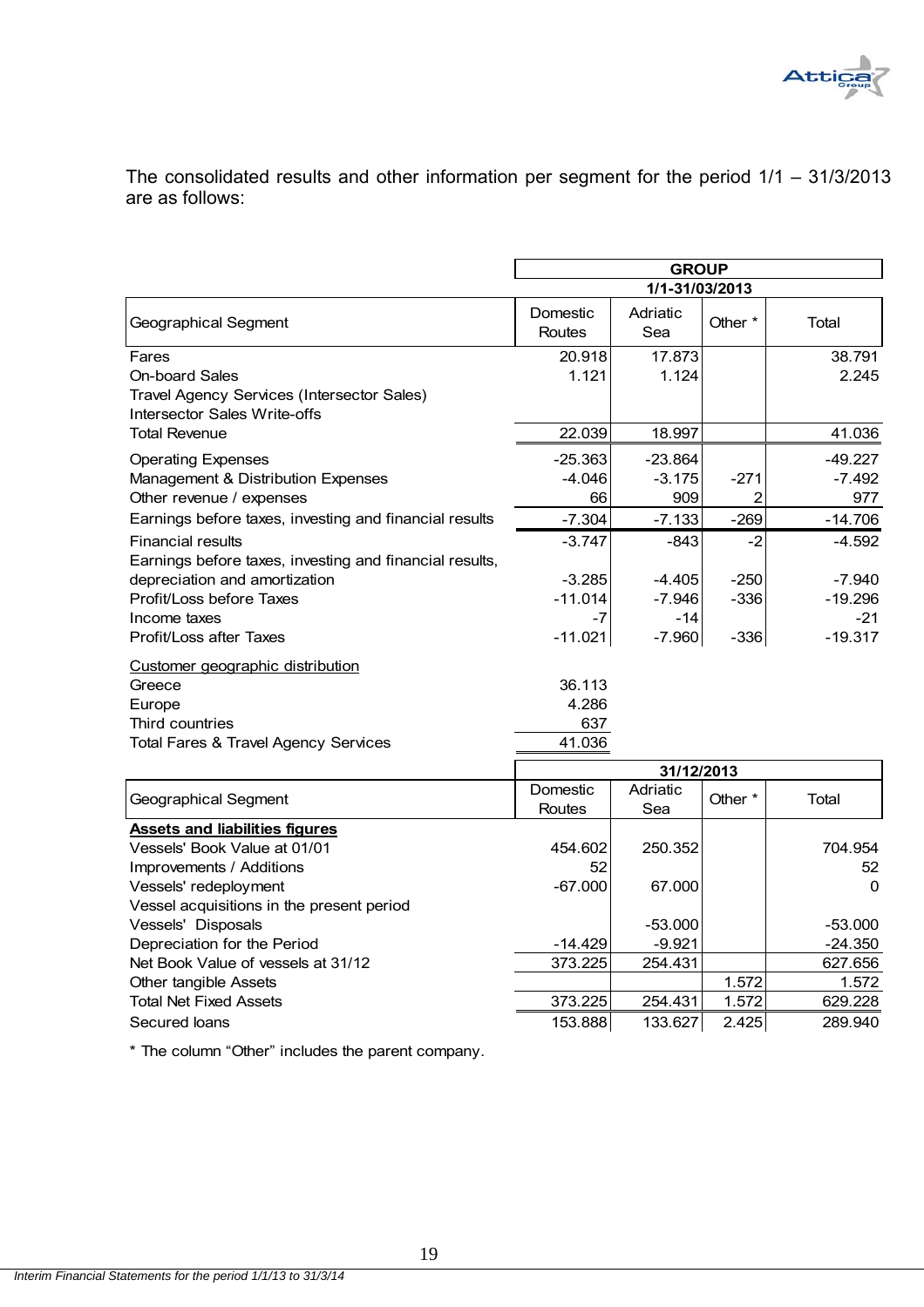The consolidated results and other information per segment for the period 1/1 – 31/3/2013 are as follows:

| | GROUP | | | |
|---|---|---|---|---|
| | 1/1-31/03/2013 | | | |
| Geographical Segment | Domestic Routes | Adriatic Sea | Other * | Total |
| Fares | 20.918 | 17.873 | | 38.791 |
| On-board Sales | 1.121 | 1.124 | | 2.245 |
| Travel Agency Services (Intersector Sales) | | | | |
| Intersector Sales Write-offs | | | | |
| Total Revenue | 22.039 | 18.997 | | 41.036 |
| Operating Expenses | -25.363 | -23.864 | | -49.227 |
| Management & Distribution Expenses | -4.046 | -3.175 | -271 | -7.492 |
| Other revenue / expenses | 66 | 909 | 2 | 977 |
| Earnings before taxes, investing and financial results | -7.304 | -7.133 | -269 | -14.706 |
| Financial results | -3.747 | -843 | -2 | -4.592 |
| Earnings before taxes, investing and financial results, depreciation and amortization | -3.285 | -4.405 | -250 | -7.940 |
| Profit/Loss before Taxes | -11.014 | -7.946 | -336 | -19.296 |
| Income taxes | -7 | -14 | | -21 |
| Profit/Loss after Taxes | -11.021 | -7.960 | -336 | -19.317 |

| Customer geographic distribution | |
|---|---|
| Greece | 36.113 |
| Europe | 4.286 |
| Third countries | 637 |
| Total Fares & Travel Agency Services | 41.036 |

| | 31/12/2013 | | | |
|---|---|---|---|---|
| Geographical Segment | Domestic Routes | Adriatic Sea | Other * | Total |
| **Assets and liabilities figures** | | | | |
| Vessels' Book Value at 01/01 | 454.602 | 250.352 | | 704.954 |
| Improvements / Additions | 52 | | | 52 |
| Vessels' redeployment | -67.000 | 67.000 | | 0 |
| Vessel acquisitions in the present period | | | | |
| Vessels' Disposals | | -53.000 | | -53.000 |
| Depreciation for the Period | -14.429 | -9.921 | | -24.350 |
| Net Book Value of vessels at 31/12 | 373.225 | 254.431 | | 627.656 |
| Other tangible Assets | | | 1.572 | 1.572 |
| Total Net Fixed Assets | 373.225 | 254.431 | 1.572 | 629.228 |
| Secured loans | 153.888 | 133.627 | 2.425 | 289.940 |

* The column "Other" includes the parent company.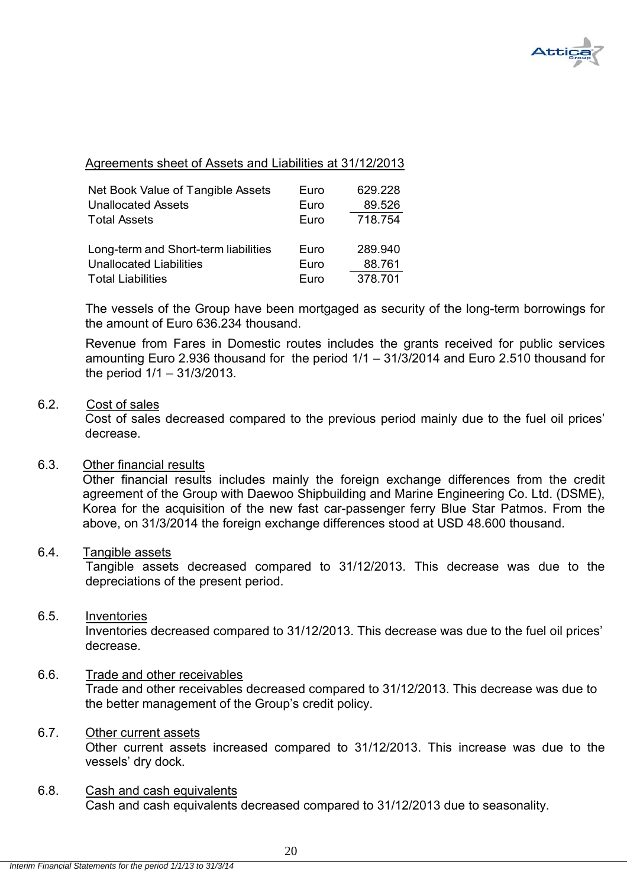Agreements sheet of Assets and Liabilities at 31/12/2013

| | | |
|---|---|---|
| Net Book Value of Tangible Assets | Euro | 629.228 |
| Unallocated Assets | Euro | 89.526 |
| Total Assets | Euro | 718.754 |
| | | |
| Long-term and Short-term liabilities | Euro | 289.940 |
| Unallocated Liabilities | Euro | 88.761 |
| Total Liabilities | Euro | 378.701 |

The vessels of the Group have been mortgaged as security of the long-term borrowings for the amount of Euro 636.234 thousand.

Revenue from Fares in Domestic routes includes the grants received for public services amounting Euro 2.936 thousand for the period 1/1 – 31/3/2014 and Euro 2.510 thousand for the period 1/1 – 31/3/2013.

6.2. Cost of sales

Cost of sales decreased compared to the previous period mainly due to the fuel oil prices' decrease.

6.3. Other financial results

Other financial results includes mainly the foreign exchange differences from the credit agreement of the Group with Daewoo Shipbuilding and Marine Engineering Co. Ltd. (DSME), Korea for the acquisition of the new fast car-passenger ferry Blue Star Patmos. From the above, on 31/3/2014 the foreign exchange differences stood at USD 48.600 thousand.

6.4. Tangible assets

Tangible assets decreased compared to 31/12/2013. This decrease was due to the depreciations of the present period.

6.5. Inventories

Inventories decreased compared to 31/12/2013. This decrease was due to the fuel oil prices' decrease.

6.6. Trade and other receivables

Trade and other receivables decreased compared to 31/12/2013. This decrease was due to the better management of the Group's credit policy.

6.7. Other current assets

Other current assets increased compared to 31/12/2013. This increase was due to the vessels' dry dock.

6.8. Cash and cash equivalents

Cash and cash equivalents decreased compared to 31/12/2013 due to seasonality.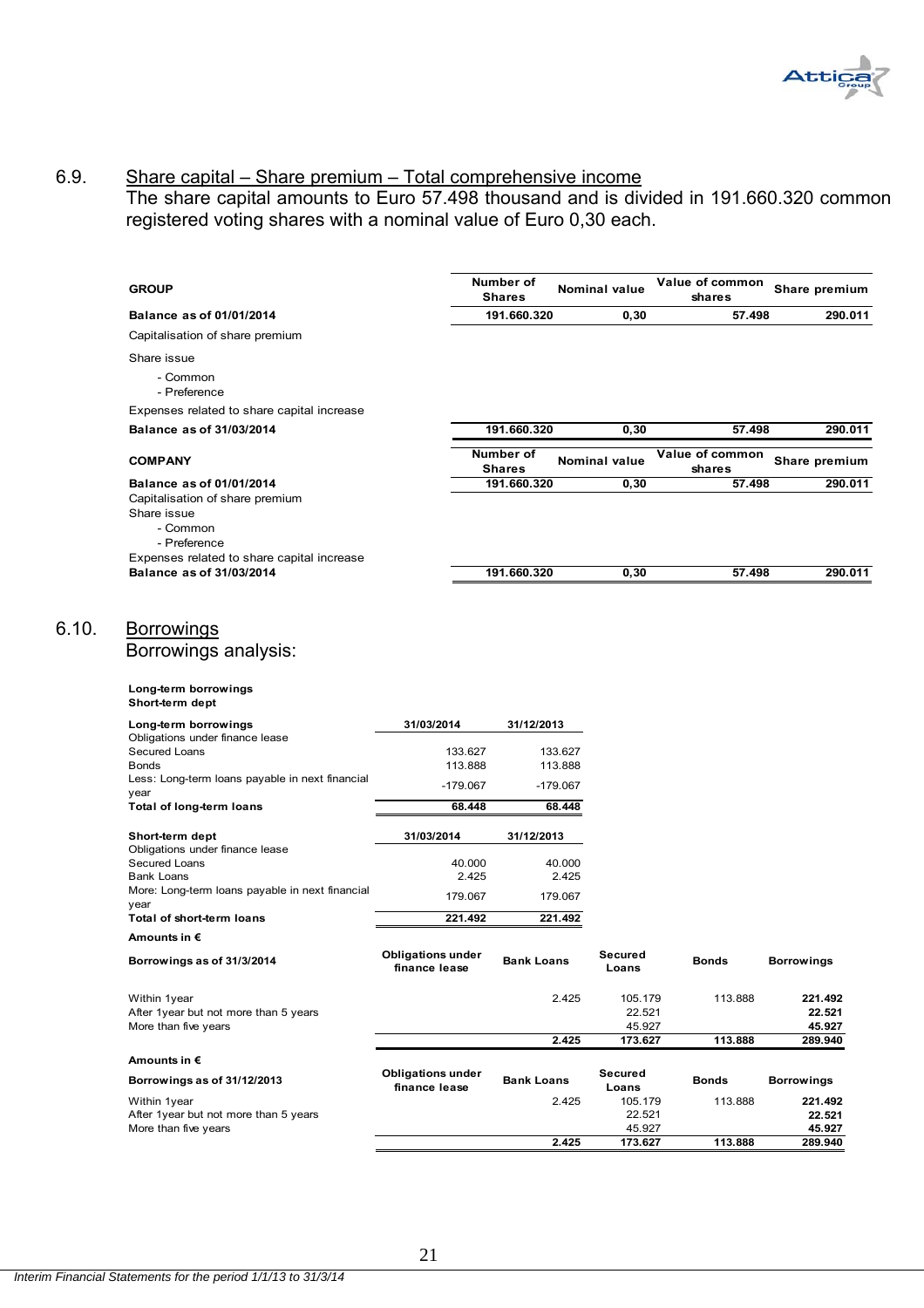## 6.9. Share capital – Share premium – Total comprehensive income

The share capital amounts to Euro 57.498 thousand and is divided in 191.660.320 common registered voting shares with a nominal value of Euro 0,30 each.

| GROUP | Number of Shares | Nominal value | Value of common shares | Share premium |
|---|---|---|---|---|
| **Balance as of 01/01/2014** | **191.660.320** | **0,30** | **57.498** | **290.011** |
| Capitalisation of share premium | | | | |
| Share issue | | | | |
| - Common | | | | |
| - Preference | | | | |
| Expenses related to share capital increase | | | | |
| **Balance as of 31/03/2014** | **191.660.320** | **0,30** | **57.498** | **290.011** |

| COMPANY | Number of Shares | Nominal value | Value of common shares | Share premium |
|---|---|---|---|---|
| **Balance as of 01/01/2014** | **191.660.320** | **0,30** | **57.498** | **290.011** |
| Capitalisation of share premium | | | | |
| Share issue | | | | |
| - Common | | | | |
| - Preference | | | | |
| Expenses related to share capital increase | | | | |
| **Balance as of 31/03/2014** | **191.660.320** | **0,30** | **57.498** | **290.011** |

## 6.10. Borrowings

Borrowings analysis:

**Long-term borrowings**
**Short-term dept**

| **Long-term borrowings** | 31/03/2014 | 31/12/2013 |
|---|---|---|
| Obligations under finance lease | | |
| Secured Loans | 133.627 | 133.627 |
| Bonds | 113.888 | 113.888 |
| Less: Long-term loans payable in next financial year | -179.067 | -179.067 |
| **Total of long-term loans** | **68.448** | **68.448** |

| **Short-term dept** | 31/03/2014 | 31/12/2013 |
|---|---|---|
| Obligations under finance lease | | |
| Secured Loans | 40.000 | 40.000 |
| Bank Loans | 2.425 | 2.425 |
| More: Long-term loans payable in next financial year | 179.067 | 179.067 |
| **Total of short-term loans** | **221.492** | **221.492** |

**Amounts in €**

| **Borrowings as of 31/3/2014** | Obligations under finance lease | Bank Loans | Secured Loans | Bonds | Borrowings |
|---|---|---|---|---|---|
| Within 1year | | 2.425 | 105.179 | 113.888 | **221.492** |
| After 1year but not more than 5 years | | | 22.521 | | **22.521** |
| More than five years | | | 45.927 | | **45.927** |
| | | **2.425** | **173.627** | **113.888** | **289.940** |

**Amounts in €**

| **Borrowings as of 31/12/2013** | Obligations under finance lease | Bank Loans | Secured Loans | Bonds | Borrowings |
|---|---|---|---|---|---|
| Within 1year | | 2.425 | 105.179 | 113.888 | **221.492** |
| After 1year but not more than 5 years | | | 22.521 | | **22.521** |
| More than five years | | | 45.927 | | **45.927** |
| | | **2.425** | **173.627** | **113.888** | **289.940** |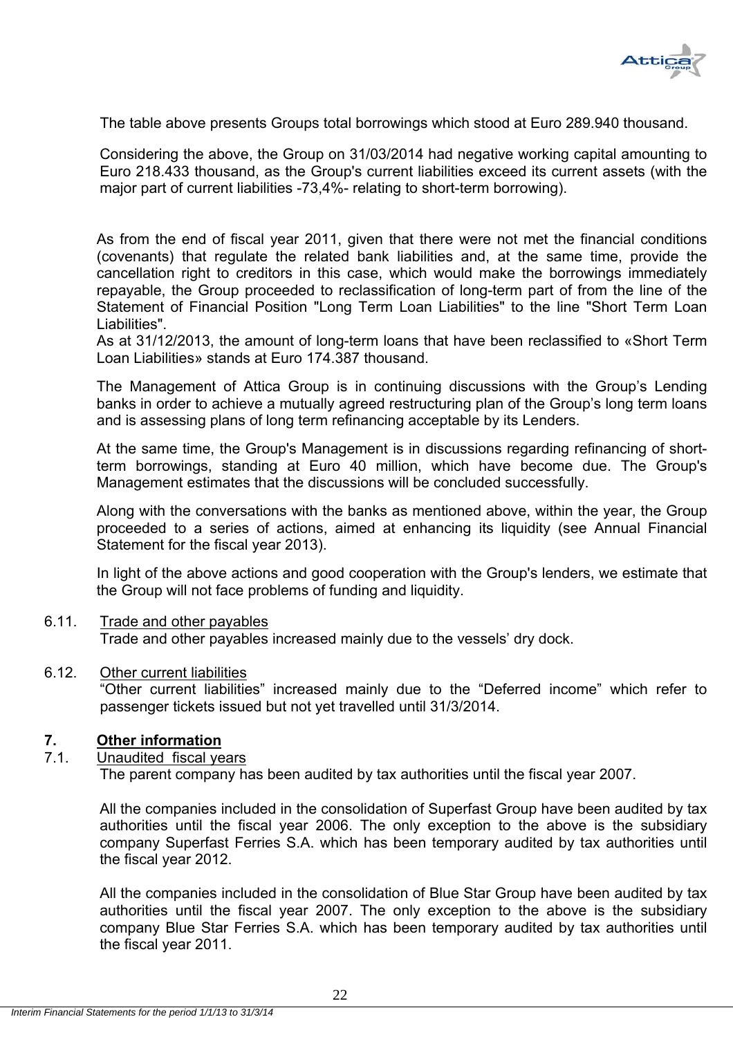The table above presents Groups total borrowings which stood at Euro 289.940 thousand.

Considering the above, the Group on 31/03/2014 had negative working capital amounting to Euro 218.433 thousand, as the Group's current liabilities exceed its current assets (with the major part of current liabilities -73,4%- relating to short-term borrowing).

As from the end of fiscal year 2011, given that there were not met the financial conditions (covenants) that regulate the related bank liabilities and, at the same time, provide the cancellation right to creditors in this case, which would make the borrowings immediately repayable, the Group proceeded to reclassification of long-term part of from the line of the Statement of Financial Position "Long Term Loan Liabilities" to the line "Short Term Loan Liabilities".
As at 31/12/2013, the amount of long-term loans that have been reclassified to «Short Term Loan Liabilities» stands at Euro 174.387 thousand.

The Management of Attica Group is in continuing discussions with the Group's Lending banks in order to achieve a mutually agreed restructuring plan of the Group's long term loans and is assessing plans of long term refinancing acceptable by its Lenders.

At the same time, the Group's Management is in discussions regarding refinancing of short-term borrowings, standing at Euro 40 million, which have become due. The Group's Management estimates that the discussions will be concluded successfully.

Along with the conversations with the banks as mentioned above, within the year, the Group proceeded to a series of actions, aimed at enhancing its liquidity (see Annual Financial Statement for the fiscal year 2013).

In light of the above actions and good cooperation with the Group's lenders, we estimate that the Group will not face problems of funding and liquidity.

6.11. Trade and other payables

Trade and other payables increased mainly due to the vessels' dry dock.

6.12. Other current liabilities

"Other current liabilities" increased mainly due to the "Deferred income" which refer to passenger tickets issued but not yet travelled until 31/3/2014.

## 7. Other information

### 7.1. Unaudited fiscal years

The parent company has been audited by tax authorities until the fiscal year 2007.

All the companies included in the consolidation of Superfast Group have been audited by tax authorities until the fiscal year 2006. The only exception to the above is the subsidiary company Superfast Ferries S.A. which has been temporary audited by tax authorities until the fiscal year 2012.

All the companies included in the consolidation of Blue Star Group have been audited by tax authorities until the fiscal year 2007. The only exception to the above is the subsidiary company Blue Star Ferries S.A. which has been temporary audited by tax authorities until the fiscal year 2011.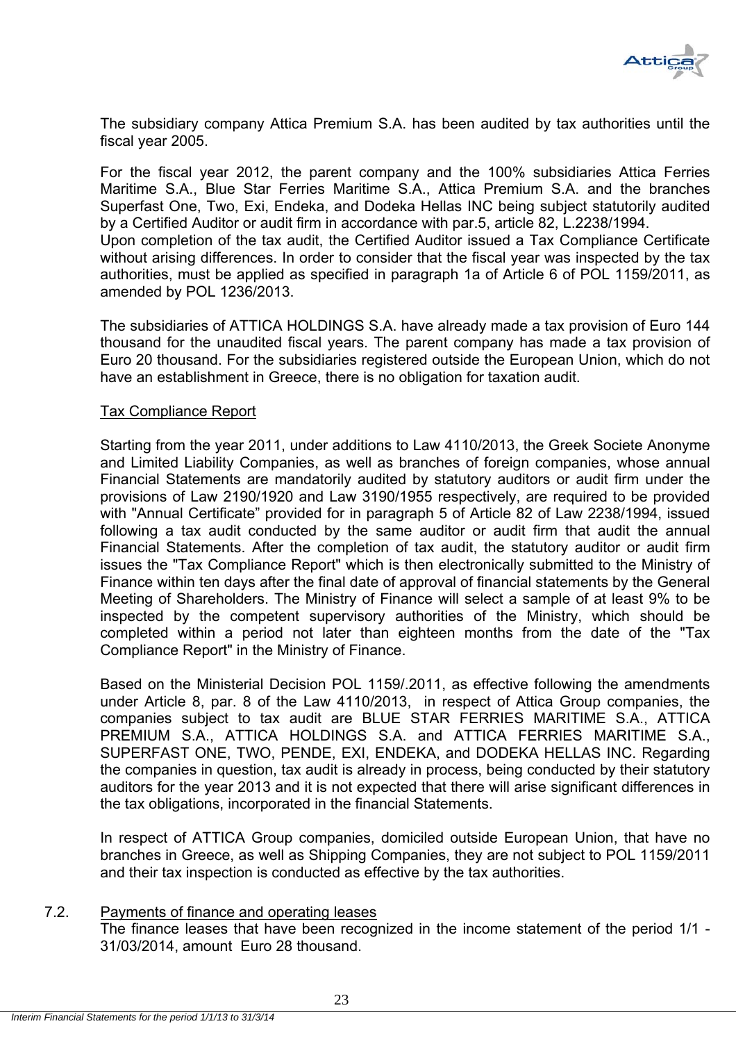The subsidiary company Attica Premium S.A. has been audited by tax authorities until the fiscal year 2005.

For the fiscal year 2012, the parent company and the 100% subsidiaries Attica Ferries Maritime S.A., Blue Star Ferries Maritime S.A., Attica Premium S.A. and the branches Superfast One, Two, Exi, Endeka, and Dodeka Hellas INC being subject statutorily audited by a Certified Auditor or audit firm in accordance with par.5, article 82, L.2238/1994.
Upon completion of the tax audit, the Certified Auditor issued a Tax Compliance Certificate without arising differences. In order to consider that the fiscal year was inspected by the tax authorities, must be applied as specified in paragraph 1a of Article 6 of POL 1159/2011, as amended by POL 1236/2013.

The subsidiaries of ATTICA HOLDINGS S.A. have already made a tax provision of Euro 144 thousand for the unaudited fiscal years. The parent company has made a tax provision of Euro 20 thousand. For the subsidiaries registered outside the European Union, which do not have an establishment in Greece, there is no obligation for taxation audit.

Tax Compliance Report

Starting from the year 2011, under additions to Law 4110/2013, the Greek Societe Anonyme and Limited Liability Companies, as well as branches of foreign companies, whose annual Financial Statements are mandatorily audited by statutory auditors or audit firm under the provisions of Law 2190/1920 and Law 3190/1955 respectively, are required to be provided with "Annual Certificate" provided for in paragraph 5 of Article 82 of Law 2238/1994, issued following a tax audit conducted by the same auditor or audit firm that audit the annual Financial Statements. After the completion of tax audit, the statutory auditor or audit firm issues the "Tax Compliance Report" which is then electronically submitted to the Ministry of Finance within ten days after the final date of approval of financial statements by the General Meeting of Shareholders. The Ministry of Finance will select a sample of at least 9% to be inspected by the competent supervisory authorities of the Ministry, which should be completed within a period not later than eighteen months from the date of the "Tax Compliance Report" in the Ministry of Finance.

Based on the Ministerial Decision POL 1159/.2011, as effective following the amendments under Article 8, par. 8 of the Law 4110/2013, in respect of Attica Group companies, the companies subject to tax audit are BLUE STAR FERRIES MARITIME S.A., ATTICA PREMIUM S.A., ATTICA HOLDINGS S.A. and ATTICA FERRIES MARITIME S.A., SUPERFAST ONE, TWO, PENDE, EXI, ENDEKA, and DODEKA HELLAS INC. Regarding the companies in question, tax audit is already in process, being conducted by their statutory auditors for the year 2013 and it is not expected that there will arise significant differences in the tax obligations, incorporated in the financial Statements.

In respect of ATTICA Group companies, domiciled outside European Union, that have no branches in Greece, as well as Shipping Companies, they are not subject to POL 1159/2011 and their tax inspection is conducted as effective by the tax authorities.

7.2. Payments of finance and operating leases

The finance leases that have been recognized in the income statement of the period 1/1 - 31/03/2014, amount Euro 28 thousand.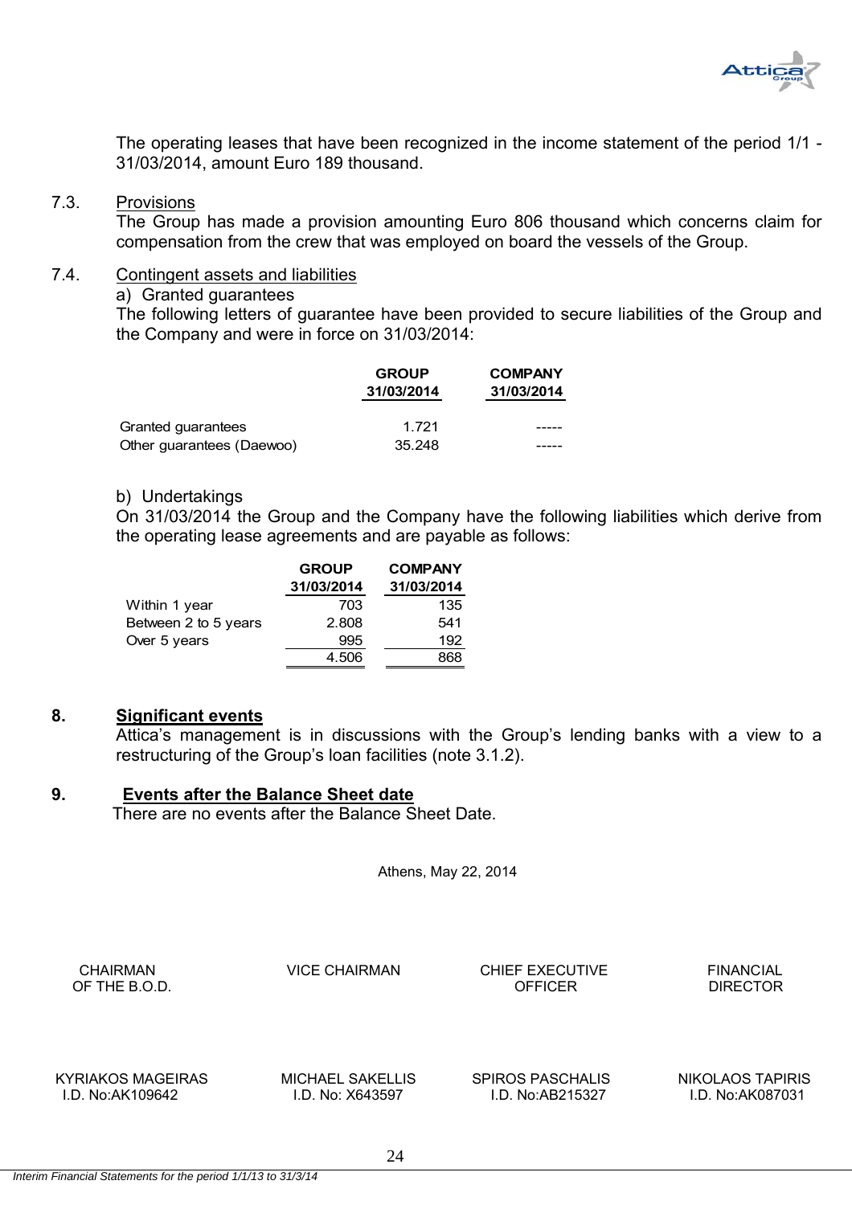The operating leases that have been recognized in the income statement of the period 1/1 - 31/03/2014, amount Euro 189 thousand.

### 7.3. Provisions

The Group has made a provision amounting Euro 806 thousand which concerns claim for compensation from the crew that was employed on board the vessels of the Group.

### 7.4. Contingent assets and liabilities

a) Granted guarantees

The following letters of guarantee have been provided to secure liabilities of the Group and the Company and were in force on 31/03/2014:

| | GROUP 31/03/2014 | COMPANY 31/03/2014 |
|---|---|---|
| Granted guarantees | 1.721 | ----- |
| Other guarantees (Daewoo) | 35.248 | ----- |

b) Undertakings

On 31/03/2014 the Group and the Company have the following liabilities which derive from the operating lease agreements and are payable as follows:

| | GROUP 31/03/2014 | COMPANY 31/03/2014 |
|---|---|---|
| Within 1 year | 703 | 135 |
| Between 2 to 5 years | 2.808 | 541 |
| Over 5 years | 995 | 192 |
| | 4.506 | 868 |

## 8. Significant events

Attica's management is in discussions with the Group's lending banks with a view to a restructuring of the Group's loan facilities (note 3.1.2).

## 9. Events after the Balance Sheet date

There are no events after the Balance Sheet Date.

Athens, May 22, 2014

| CHAIRMAN OF THE B.O.D. | VICE CHAIRMAN | CHIEF EXECUTIVE OFFICER | FINANCIAL DIRECTOR |
|---|---|---|---|
| KYRIAKOS MAGEIRAS I.D. No:AK109642 | MICHAEL SAKELLIS I.D. No: X643597 | SPIROS PASCHALIS I.D. No:AB215327 | NIKOLAOS TAPIRIS I.D. No:AK087031 |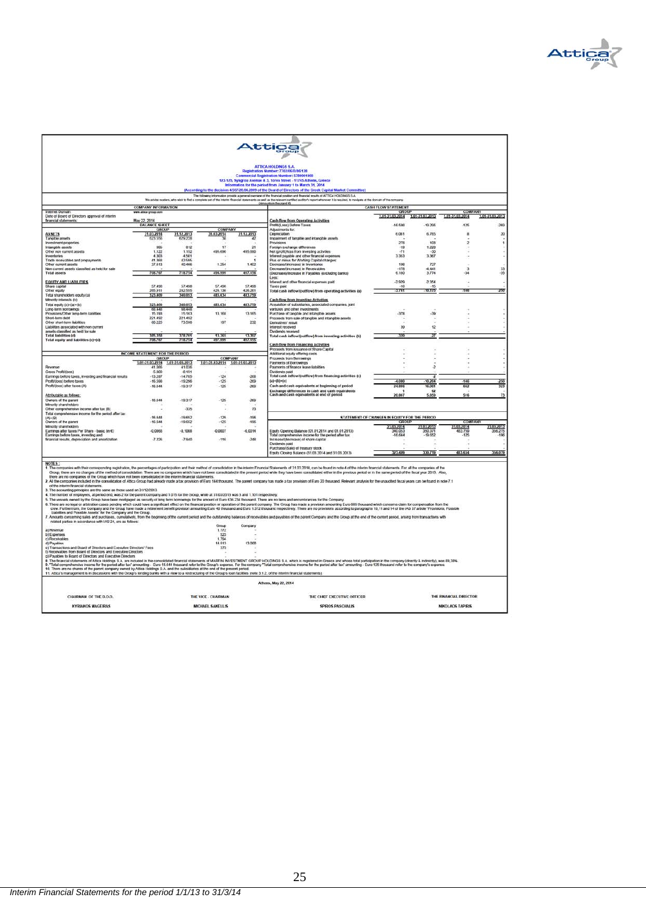# ATTICA HOLDINGS S.A.

**Registration Number: 7702/06/B/86/128**
**Commercial Registration Number: 5780001000**
**123-125, Syngrou Avenue & 3, Torva Street - 11745 Athens, Greece**
**Information for the period from January 1 to March 31, 2014**
**(According to the decision 4/507/28.04.2009 of the Board of Directors of the Greek Capital Market Committee)**

The following information provide a general overview of the financial position and financial results of ATTICA HOLDINGS S.A.
We advise readers, who wish to find a complete set of the interim financial statements as well as the relevant certified auditor's report whenever it is required, to navigate at the domain of the company.
(Amounts in thousand €)

## COMPANY INFORMATION

| | |
|---|---|
| Internet Domain: | www.attica-group.com |
| Date of Board of Directors approval of interim financial statements: | May 22, 2014 |

## BALANCE SHEET

| | GROUP | | COMPANY | |
|---|---|---|---|---|
| | 31.03.2014 | 31.12.2013 | 31.03.2014 | 31.12.2013 |
| **ASSETS** | | | | |
| Tangible assets | 623.556 | 629.238 | 36 | 42 |
| Investment properties | - | - | - | - |
| Intangible assets | 905 | 912 | 17 | 21 |
| Other non current assets | 1.122 | 1.152 | 495.690 | 495.690 |
| Inventories | 4.303 | 4.501 | - | - |
| Trade receivables and prepayments | 41.369 | 42.585 | - | 1 |
| Other current assets | 37.613 | 40.466 | 1.254 | 1.402 |
| Non current assets classified as held for sale | - | - | - | - |
| **Total assets** | 708.767 | 718.754 | 496.999 | 497.155 |
| **EQUITY AND LIABILITIES** | | | | |
| Share capital | 57.498 | 57.498 | 57.498 | 57.498 |
| Other equity | 265.911 | 282.555 | 426.136 | 426.261 |
| Total shareholders equity (a) | 323.409 | 340.053 | 483.634 | 483.759 |
| Minority interests (b) | - | - | - | - |
| Total equity (c)=(a)+(b) | 323.409 | 340.053 | 483.634 | 483.759 |
| Long-term borrowings | 68.448 | 68.448 | - | - |
| Provisions/Other long-term liabilities | 15.193 | 15.163 | 13.168 | 13.165 |
| Short-term debt | 221.492 | 221.492 | - | - |
| Other short-term liabilities | 80.225 | 73.598 | 197 | 232 |
| Liabilities associated with non current assets classified as held for sale | - | - | - | - |
| **Total liabilities (d)** | 385.358 | 378.701 | 13.365 | 13.397 |
| **Total equity and liabilities (c)+(d)** | 708.767 | 718.754 | 496.999 | 497.155 |

## INCOME STATEMENT FOR THE PERIOD

| | GROUP | | COMPANY | |
|---|---|---|---|---|
| | 1.01-31.03.2014 | 1.01-31.03.2013 | 1.01-31.03.2014 | 1.01-31.03.2013 |
| Revenue | 41.985 | 41.036 | - | - |
| Gross Profit/(loss) | -5.900 | -8.191 | - | - |
| Earnings before taxes, investing and financial results | -13.287 | -14.765 | -124 | -268 |
| Profit/(loss) before taxes | -16.598 | -19.296 | -125 | -269 |
| Profit/(loss) after taxes (A) | -16.644 | -19.317 | -125 | -269 |
| Attributable as follows: | | | | |
| Owners of the parent | -16.644 | -19.317 | -125 | -269 |
| Minority shareholders | - | - | - | - |
| Other comprehensive income after tax (B) | - | -335 | - | 73 |
| Total comprehensive income for the period after tax (A)+(B) | -16.644 | -19.652 | -125 | -196 |
| Owners of the parent | -16.644 | -19.652 | -125 | -196 |
| Minority shareholders | - | - | - | - |
| Earnings after taxes Per Share - basic (in €) | -0,0868 | -0,1008 | -0,0007 | -0,0014 |
| Earnings before taxes, investing and financial results, depreciation and amortization | -7.226 | -7.940 | -116 | -248 |

## CASH FLOW STATEMENT

| | GROUP | | COMPANY | |
|---|---|---|---|---|
| | 1.01-31.03.2014 | 1.01-31.03.2013 | 1.01-31.03.2014 | 1.01-31.03.2013 |
| **Cash flow from Operating Activities** | | | | |
| Profit/(Loss) Before Taxes | -16.598 | -19.296 | -125 | -269 |
| Adjustments for: | | | | |
| Depreciation | 6.061 | 6.765 | 8 | 20 |
| Impairment of tangible and intangible assets | - | - | - | - |
| Provisions | 278 | 108 | 2 | 1 |
| Foreign exchange differences | -19 | 1.220 | - | - |
| Net (profit)/Loss from investing activities | -71 | -32 | - | - |
| Interest payable and other financial expenses | 3.353 | 3.367 | - | - |
| Plus or minus for Working Capital changes: | | | | |
| Decrease/(increase) in Inventories | 198 | 727 | - | - |
| Decrease/(increase) in Receivables | -178 | -4.441 | 3 | 33 |
| (Decrease)/increase in Payables (excluding banks) | 6.190 | 3.774 | -34 | -35 |
| Less: | | | | |
| Interest and other financial expenses paid | -2.939 | -2.354 | - | - |
| Taxes paid | -16 | -15 | - | - |
| Total cash inflow/(outflow) from operating activities (a) | -3.741 | -10.175 | -146 | -250 |
| **Cash flow from Investing Activities** | | | | |
| Acquisition of subsidiaries, associated companies, joint ventures and other investments | - | - | - | - |
| Purchase of tangible and intangible assets | -378 | -39 | - | - |
| Proceeds from sale of tangible and intangible assets | - | - | - | - |
| Derivatives' result | - | - | - | - |
| Interest received | 39 | 12 | - | - |
| Dividends received | - | - | - | - |
| Total cash inflow/(outflow) from investing activities (b) | -339 | -27 | - | - |
| **Cash flow from Financing Activities** | | | | |
| Proceeds from issuance of Share Capital | - | - | - | - |
| Additional equity offering costs | - | - | - | - |
| Proceeds from Borrowings | - | - | - | - |
| Payments of Borrowings | - | - | - | - |
| Payments of finance lease liabilities | - | -2 | - | - |
| Dividends paid | - | - | - | - |
| Total cash inflow/(outflow) from financing activities (c) | - | -2 | - | - |
| (a)+(b)+(c) | -4.080 | -10.204 | -146 | -250 |
| Cash and cash equivalents at beginning of period | 24.886 | 16.001 | 662 | 323 |
| Exchange differences in cash and cash equivalents | 1 | 62 | - | - |
| Cash and cash equivalents at end of period | 20.807 | 5.859 | 516 | 73 |

## STATEMENT OF CHANGES IN EQUITY FOR THE PERIOD

| | GROUP | | COMPANY | |
|---|---|---|---|---|
| | 31.03.2014 | 31.03.2013 | 31.03.2014 | 31.03.2013 |
| Equity Opening Balance (01.01.2014 and 01.01.2013) | 340.053 | 350.371 | 483.759 | 396.275 |
| Total comprehensive income for the period after tax | -16.644 | -19.652 | -125 | -196 |
| Increase/(decrease) of share capital | - | - | - | - |
| Dividends paid | - | - | - | - |
| Purchase/(Sale) of treasury stock | - | - | - | - |
| Equity Closing Balance (31.03.2014 and 31.03.2013) | 323.409 | 330.719 | 483.634 | 396.079 |

## NOTES :

1. The companies with their corresponding registration, the percentages of participation and their method of consolidation in the interim Financial Statements of 31.03.2014, can be found in note 4 of the interim financial statements. For all the companies of the Group, there are no changes of the method of consolidation. There are no companies which have not been consolidated in the present period while they have been consolidated either in the previous period or in the same period of the fiscal year 2013. Also, there are no companies of the Group which have not been consolidated in the interim financial statements.
2. All the companies included in the consolidation of Attica Group had already made a tax provision of Euro 144 thousand. The parent company has made a tax provision of Euro 20 thousand. Relevant analysis for the unaudited fiscal years can be found in note 7.1 of the interim financial statements.
3. The accounting principles are the same as those used on 31/12/2013.
4. The number of employees, at period end, was 2 for the parent company and 1.075 for the Group, while at 31/03/2013 was 3 and 1.101 respectively.
5. The vessels owned by the Group have been mortgaged as security of long term borrowings for the amount of Euro 636.234 thousand. There are no liens and encumbrances for the Company.
6. There are no legal or arbitration cases pending which could have a significant effect on the financial position or operation of the parent company. The Group has made a provision amounting Euro 669 thousand which concerns claim for compensation from the crew. Furthermore, the Company and the Group have made a retirement benefit provision amounting Euro 40 thousand and Euro 1.372 thousand respectively. There are no provisions according to paragraphs 10, 11 and 14 of the IAS 37 article "Provisions, Possible Liabilities and Possible Assets" for the Company and the Group.
7. Amounts concerning sales and purchases, cumulatively, from the beginning of the current period and the outstanding balances of receivables and payables of the parent Company and the Group at the end of the current period, arising from transactions with related parties in accordance with IAS 24, are as follows:

| | Group | Company |
|---|---|---|
| a) Revenue | 1.772 | - |
| b) Expenses | 523 | - |
| c) Receivables | 1.794 | - |
| d) Payables | 14.913 | 13.000 |
| e) Transactions and Board of Directors and Executive Directors' Fees | 373 | - |
| f) Receivables from Board of Directors and Executive Directors | - | - |
| g) Payables to Board of Directors and Executive Directors | - | - |

8. The financial statements of Attica Holdings S.A. are included in the consolidated financial statements of MARFIN INVESTMENT GROUP HOLDINGS S.A. which is registered in Greece and whose total participation in the company (directly & indirectly), was 89,38%.
9. "Total comprehensive income for the period after tax" amounting - Euro 16.644 thousand refer to the Group's expense. For the company "Total comprehensive income for the period after tax" amounting - Euro 125 thousand refer to the company's expense.
10. There are no shares of the parent company owned by Attica Holdings S.A. and the subsidiaries at the end of the present period.
11. Attica's management is in discussions with the Group's lending banks with a view to a restructuring of the Group's loan facilities (note 3.1.2. of the interim financial statements).

Athens, May 22, 2014

| CHAIRMAN OF THE B.O.D. | THE VICE - CHAIRMAN | THE CHIEF EXECUTIVE OFFICER | THE FINANCIAL DIRECTOR |
|---|---|---|---|
| KYRIAKOS MAGEIRAS | MICHAEL SAKELLIS | SPIROS PASCHALIS | NIKOLAOS TAPIRIS |